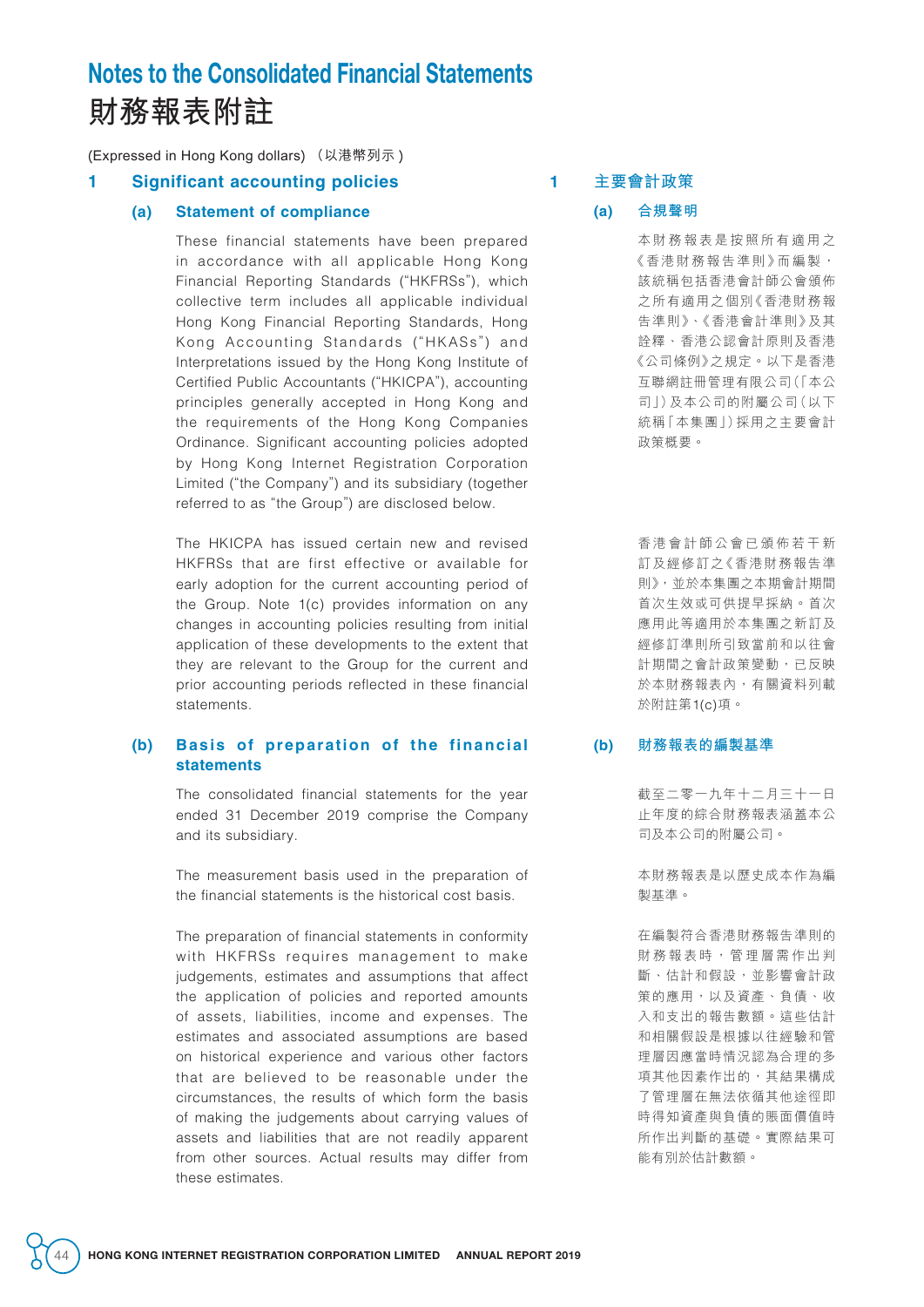# Notes to the Consolidated Financial Statements
# 財務報表附註

(Expressed in Hong Kong dollars) （以港幣列示）

## 1 Significant accounting policies

### (a) Statement of compliance

These financial statements have been prepared in accordance with all applicable Hong Kong Financial Reporting Standards ("HKFRSs"), which collective term includes all applicable individual Hong Kong Financial Reporting Standards, Hong Kong Accounting Standards ("HKASs") and Interpretations issued by the Hong Kong Institute of Certified Public Accountants ("HKICPA"), accounting principles generally accepted in Hong Kong and the requirements of the Hong Kong Companies Ordinance. Significant accounting policies adopted by Hong Kong Internet Registration Corporation Limited ("the Company") and its subsidiary (together referred to as "the Group") are disclosed below.

The HKICPA has issued certain new and revised HKFRSs that are first effective or available for early adoption for the current accounting period of the Group. Note 1(c) provides information on any changes in accounting policies resulting from initial application of these developments to the extent that they are relevant to the Group for the current and prior accounting periods reflected in these financial statements.

### (b) Basis of preparation of the financial statements

The consolidated financial statements for the year ended 31 December 2019 comprise the Company and its subsidiary.

The measurement basis used in the preparation of the financial statements is the historical cost basis.

The preparation of financial statements in conformity with HKFRSs requires management to make judgements, estimates and assumptions that affect the application of policies and reported amounts of assets, liabilities, income and expenses. The estimates and associated assumptions are based on historical experience and various other factors that are believed to be reasonable under the circumstances, the results of which form the basis of making the judgements about carrying values of assets and liabilities that are not readily apparent from other sources. Actual results may differ from these estimates.

## 1 主要會計政策

### (a) 合規聲明

本財務報表是按照所有適用之《香港財務報告準則》而編製，該統稱包括香港會計師公會頒佈之所有適用之個別《香港財務報告準則》、《香港會計準則》及其詮釋、香港公認會計原則及香港《公司條例》之規定。以下是香港互聯網註冊管理有限公司（「本公司」）及本公司的附屬公司（以下統稱「本集團」）採用之主要會計政策概要。

香港會計師公會已頒佈若干新訂及經修訂之《香港財務報告準則》，並於本集團之本期會計期間首次生效或可供提早採納。首次應用此等適用於本集團之新訂及經修訂準則所引致當前和以往會計期間之會計政策變動，已反映於本財務報表內，有關資料列載於附註第1(c)項。

### (b) 財務報表的編製基準

截至二零一九年十二月三十一日止年度的綜合財務報表涵蓋本公司及本公司的附屬公司。

本財務報表是以歷史成本作為編製基準。

在編製符合香港財務報告準則的財務報表時，管理層需作出判斷、估計和假設，並影響會計政策的應用，以及資產、負債、收入和支出的報告數額。這些估計和相關假設是根據以往經驗和管理層因應當時情況認為合理的多項其他因素作出的，其結果構成了管理層在無法依循其他途徑即時得知資產與負債的賬面價值時所作出判斷的基礎。實際結果可能有別於估計數額。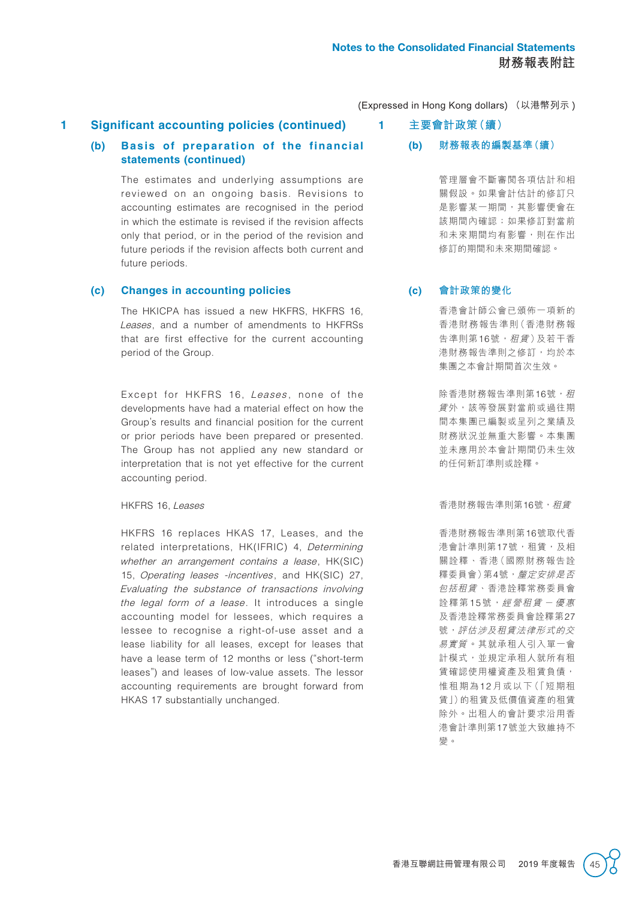(Expressed in Hong Kong dollars) （以港幣列示）

## 1 Significant accounting policies (continued)

### (b) Basis of preparation of the financial statements (continued)

The estimates and underlying assumptions are reviewed on an ongoing basis. Revisions to accounting estimates are recognised in the period in which the estimate is revised if the revision affects only that period, or in the period of the revision and future periods if the revision affects both current and future periods.

### (c) Changes in accounting policies

The HKICPA has issued a new HKFRS, HKFRS 16, *Leases*, and a number of amendments to HKFRSs that are first effective for the current accounting period of the Group.

Except for HKFRS 16, *Leases*, none of the developments have had a material effect on how the Group's results and financial position for the current or prior periods have been prepared or presented. The Group has not applied any new standard or interpretation that is not yet effective for the current accounting period.

HKFRS 16, *Leases*

HKFRS 16 replaces HKAS 17, Leases, and the related interpretations, HK(IFRIC) 4, *Determining whether an arrangement contains a lease*, HK(SIC) 15, *Operating leases -incentives*, and HK(SIC) 27, *Evaluating the substance of transactions involving the legal form of a lease*. It introduces a single accounting model for lessees, which requires a lessee to recognise a right-of-use asset and a lease liability for all leases, except for leases that have a lease term of 12 months or less ("short-term leases") and leases of low-value assets. The lessor accounting requirements are brought forward from HKAS 17 substantially unchanged.

## 1 主要會計政策（續）

### (b) 財務報表的編製基準（續）

管理層會不斷審閱各項估計和相關假設。如果會計估計的修訂只是影響某一期間，其影響便會在該期間內確認；如果修訂對當前和未來期間均有影響，則在作出修訂的期間和未來期間確認。

### (c) 會計政策的變化

香港會計師公會已頒佈一項新的香港財務報告準則（香港財務報告準則第16號，*租賃*）及若干香港財務報告準則之修訂，均於本集團之本會計期間首次生效。

除香港財務報告準則第16號，*租賃*外，該等發展對當前或過往期間本集團已編製或呈列之業績及財務狀況並無重大影響。本集團並未應用於本會計期間仍未生效的任何新訂準則或詮釋。

香港財務報告準則第16號，*租賃*

香港財務報告準則第16號取代香港會計準則第17號，租賃，及相關詮釋、香港（國際財務報告詮釋委員會）第4號，*釐定安排是否包括租賃*、香港詮釋常務委員會詮釋第15號，*經營租賃－優惠*及香港詮釋常務委員會詮釋第27號，*評估涉及租賃法律形式的交易實質*。其就承租人引入單一會計模式，並規定承租人就所有租賃確認使用權資產及租賃負債，惟租期為12月或以下（「短期租賃」）的租賃及低價值資產的租賃除外。出租人的會計要求沿用香港會計準則第17號並大致維持不變。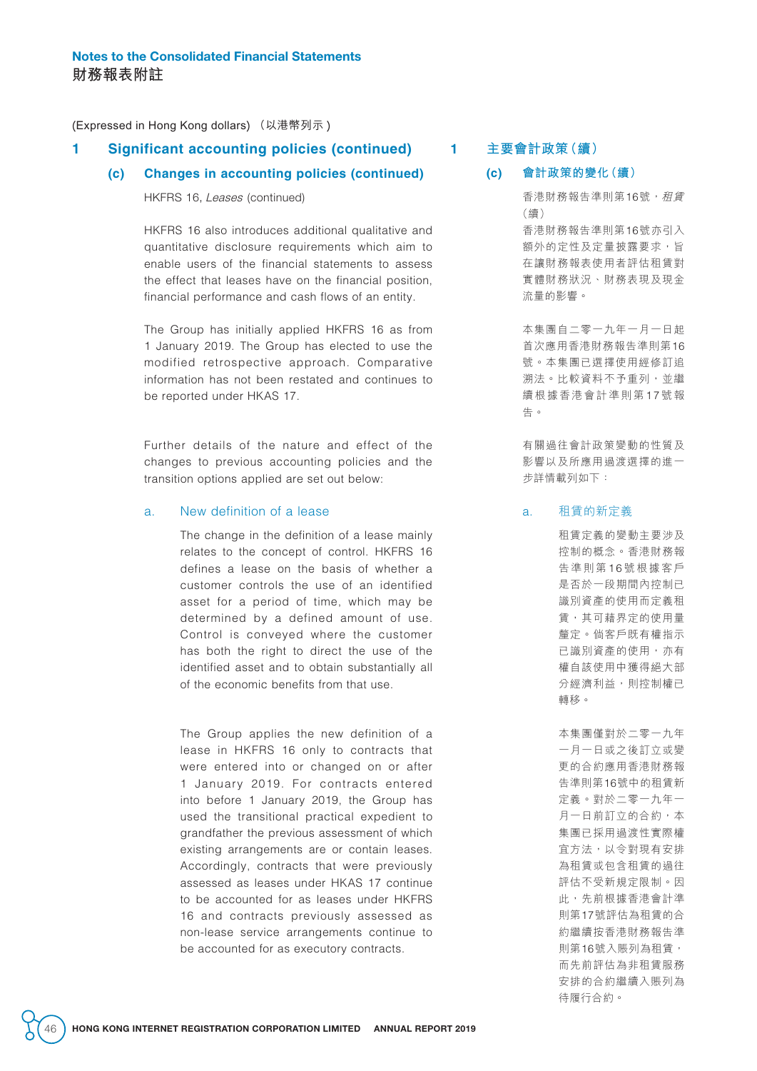(Expressed in Hong Kong dollars) （以港幣列示）

## 1 Significant accounting policies (continued)

### (c) Changes in accounting policies (continued)

HKFRS 16, *Leases* (continued)

HKFRS 16 also introduces additional qualitative and quantitative disclosure requirements which aim to enable users of the financial statements to assess the effect that leases have on the financial position, financial performance and cash flows of an entity.

The Group has initially applied HKFRS 16 as from 1 January 2019. The Group has elected to use the modified retrospective approach. Comparative information has not been restated and continues to be reported under HKAS 17.

Further details of the nature and effect of the changes to previous accounting policies and the transition options applied are set out below:

#### a. New definition of a lease

The change in the definition of a lease mainly relates to the concept of control. HKFRS 16 defines a lease on the basis of whether a customer controls the use of an identified asset for a period of time, which may be determined by a defined amount of use. Control is conveyed where the customer has both the right to direct the use of the identified asset and to obtain substantially all of the economic benefits from that use.

The Group applies the new definition of a lease in HKFRS 16 only to contracts that were entered into or changed on or after 1 January 2019. For contracts entered into before 1 January 2019, the Group has used the transitional practical expedient to grandfather the previous assessment of which existing arrangements are or contain leases. Accordingly, contracts that were previously assessed as leases under HKAS 17 continue to be accounted for as leases under HKFRS 16 and contracts previously assessed as non-lease service arrangements continue to be accounted for as executory contracts.

## 1 主要會計政策（續）

### (c) 會計政策的變化（續）

香港財務報告準則第16號，*租賃*（續）

香港財務報告準則第16號亦引入額外的定性及定量披露要求，旨在讓財務報表使用者評估租賃對實體財務狀況、財務表現及現金流量的影響。

本集團自二零一九年一月一日起首次應用香港財務報告準則第16號。本集團已選擇使用經修訂追溯法。比較資料不予重列，並繼續根據香港會計準則第17號報告。

有關過往會計政策變動的性質及影響以及所應用過渡選擇的進一步詳情載列如下：

#### a. 租賃的新定義

租賃定義的變動主要涉及控制的概念。香港財務報告準則第16號根據客戶是否於一段期間內控制已識別資產的使用而定義租賃，其可藉界定的使用量釐定。倘客戶既有權指示已識別資產的使用，亦有權自該使用中獲得絕大部分經濟利益，則控制權已轉移。

本集團僅對於二零一九年一月一日或之後訂立或變更的合約應用香港財務報告準則第16號中的租賃新定義。對於二零一九年一月一日前訂立的合約，本集團已採用過渡性實際權宜方法，以令對現有安排為租賃或包含租賃的過往評估不受新規定限制。因此，先前根據香港會計準則第17號評估為租賃的合約繼續按香港財務報告準則第16號入賬列為租賃，而先前評估為非租賃服務安排的合約繼續入賬列為待履行合約。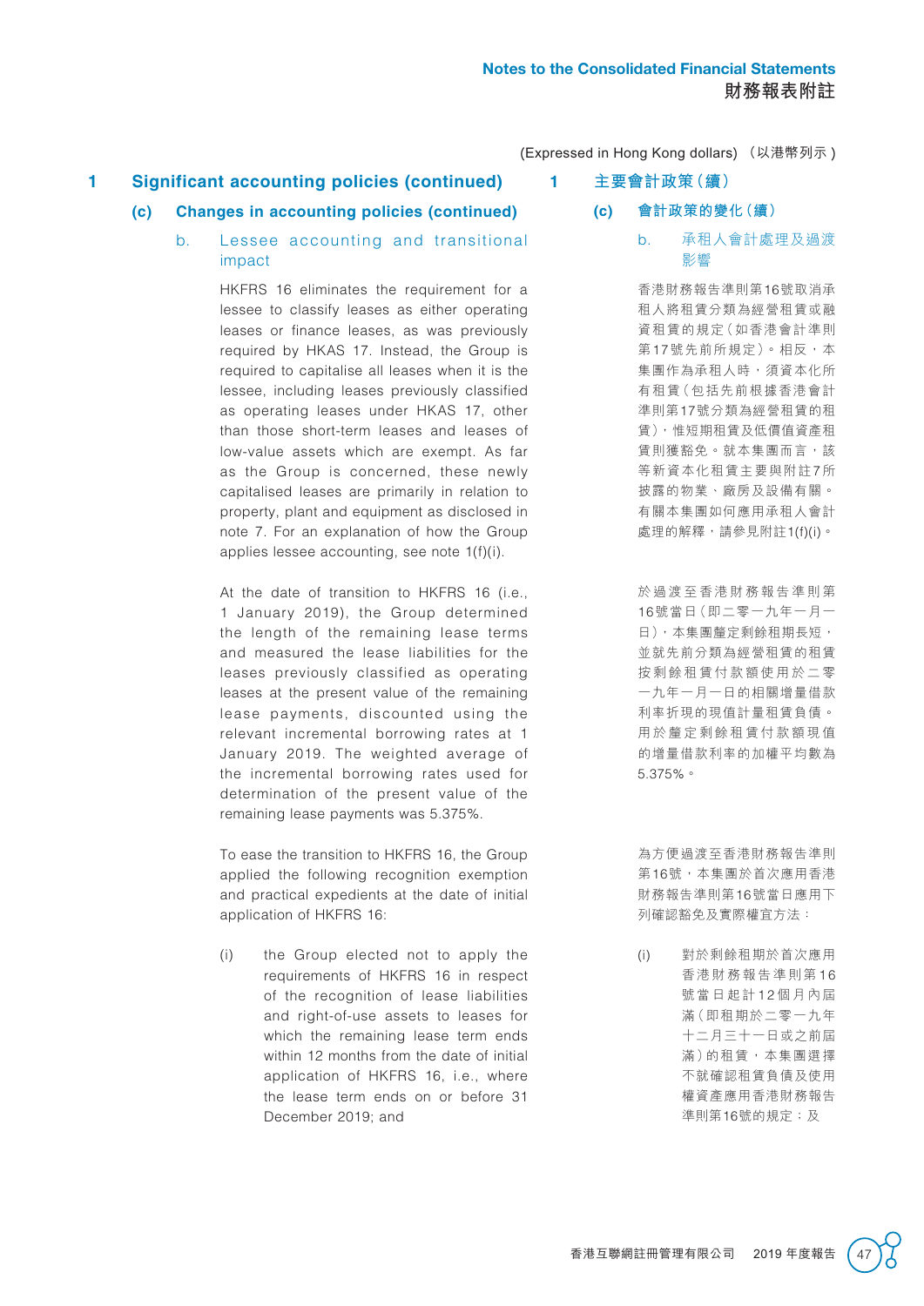(Expressed in Hong Kong dollars) （以港幣列示）

# 1 Significant accounting policies (continued)

## (c) Changes in accounting policies (continued)

### b. Lessee accounting and transitional impact

HKFRS 16 eliminates the requirement for a lessee to classify leases as either operating leases or finance leases, as was previously required by HKAS 17. Instead, the Group is required to capitalise all leases when it is the lessee, including leases previously classified as operating leases under HKAS 17, other than those short-term leases and leases of low-value assets which are exempt. As far as the Group is concerned, these newly capitalised leases are primarily in relation to property, plant and equipment as disclosed in note 7. For an explanation of how the Group applies lessee accounting, see note 1(f)(i).

At the date of transition to HKFRS 16 (i.e., 1 January 2019), the Group determined the length of the remaining lease terms and measured the lease liabilities for the leases previously classified as operating leases at the present value of the remaining lease payments, discounted using the relevant incremental borrowing rates at 1 January 2019. The weighted average of the incremental borrowing rates used for determination of the present value of the remaining lease payments was 5.375%.

To ease the transition to HKFRS 16, the Group applied the following recognition exemption and practical expedients at the date of initial application of HKFRS 16:

(i) the Group elected not to apply the requirements of HKFRS 16 in respect of the recognition of lease liabilities and right-of-use assets to leases for which the remaining lease term ends within 12 months from the date of initial application of HKFRS 16, i.e., where the lease term ends on or before 31 December 2019; and

# 1 主要會計政策（續）

## (c) 會計政策的變化（續）

### b. 承租人會計處理及過渡影響

香港財務報告準則第16號取消承租人將租賃分類為經營租賃或融資租賃的規定（如香港會計準則第17號先前所規定）。相反，本集團作為承租人時，須資本化所有租賃（包括先前根據香港會計準則第17號分類為經營租賃的租賃），惟短期租賃及低價值資產租賃則獲豁免。就本集團而言，該等新資本化租賃主要與附註7所披露的物業、廠房及設備有關。有關本集團如何應用承租人會計處理的解釋，請參見附註1(f)(i)。

於過渡至香港財務報告準則第16號當日（即二零一九年一月一日），本集團釐定剩餘租期長短，並就先前分類為經營租賃的租賃按剩餘租賃付款額使用於二零一九年一月一日的相關增量借款利率折現的現值計量租賃負債。用於釐定剩餘租賃付款額現值的增量借款利率的加權平均數為5.375%。

為方便過渡至香港財務報告準則第16號，本集團於首次應用香港財務報告準則第16號當日應用下列確認豁免及實際權宜方法：

(i) 對於剩餘租期於首次應用香港財務報告準則第16號當日起計12個月內屆滿（即租期於二零一九年十二月三十一日或之前屆滿）的租賃，本集團選擇不就確認租賃負債及使用權資產應用香港財務報告準則第16號的規定；及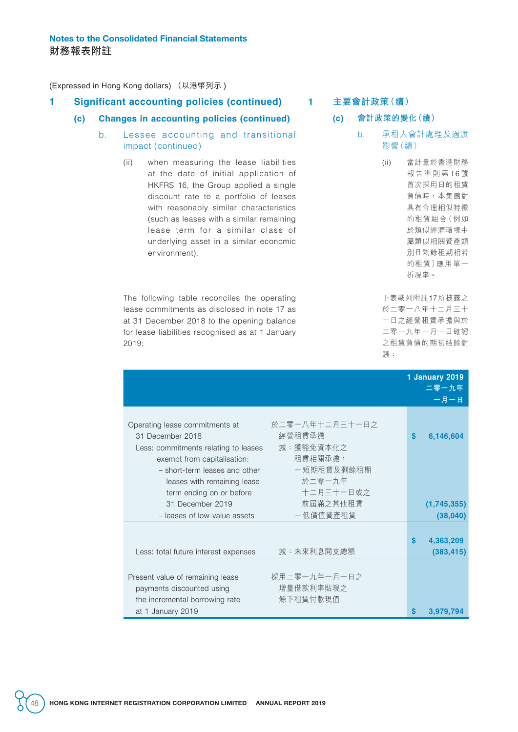(Expressed in Hong Kong dollars) （以港幣列示）

## 1 Significant accounting policies (continued)

### (c) Changes in accounting policies (continued)

#### b. Lessee accounting and transitional impact (continued)

(ii) when measuring the lease liabilities at the date of initial application of HKFRS 16, the Group applied a single discount rate to a portfolio of leases with reasonably similar characteristics (such as leases with a similar remaining lease term for a similar class of underlying asset in a similar economic environment).

The following table reconciles the operating lease commitments as disclosed in note 17 as at 31 December 2018 to the opening balance for lease liabilities recognised as at 1 January 2019:

## 1 主要會計政策（續）

### (c) 會計政策的變化（續）

#### b. 承租人會計處理及過渡影響（續）

(ii) 當計量於香港財務報告準則第16號首次採用日的租賃負債時，本集團對具有合理相似特徵的租賃組合（例如於類似經濟環境中屬類似相關資產類別且剩餘租期相若的租賃）應用單一折現率。

下表載列附註17所披露之於二零一八年十二月三十一日之經營租賃承擔與於二零一九年一月一日確認之租賃負債的期初結餘對賬：

| | | 1 January 2019 二零一九年一月一日 |
|---|---|---|
| Operating lease commitments at 31 December 2018 | 於二零一八年十二月三十一日之經營租賃承擔 | $ 6,146,604 |
| Less: commitments relating to leases exempt from capitalisation: | 減：獲豁免資本化之租賃相關承擔： | |
| – short-term leases and other leases with remaining lease term ending on or before 31 December 2019 | －短期租賃及剩餘租期於二零一九年十二月三十一日或之前屆滿之其他租賃 | (1,745,355) |
| – leases of low-value assets | －低價值資產租賃 | (38,040) |
| | | $ 4,363,209 |
| Less: total future interest expenses | 減：未來利息開支總額 | (383,415) |
| Present value of remaining lease payments discounted using the incremental borrowing rate at 1 January 2019 | 採用二零一九年一月一日之增量借款利率貼現之餘下租賃付款現值 | $ 3,979,794 |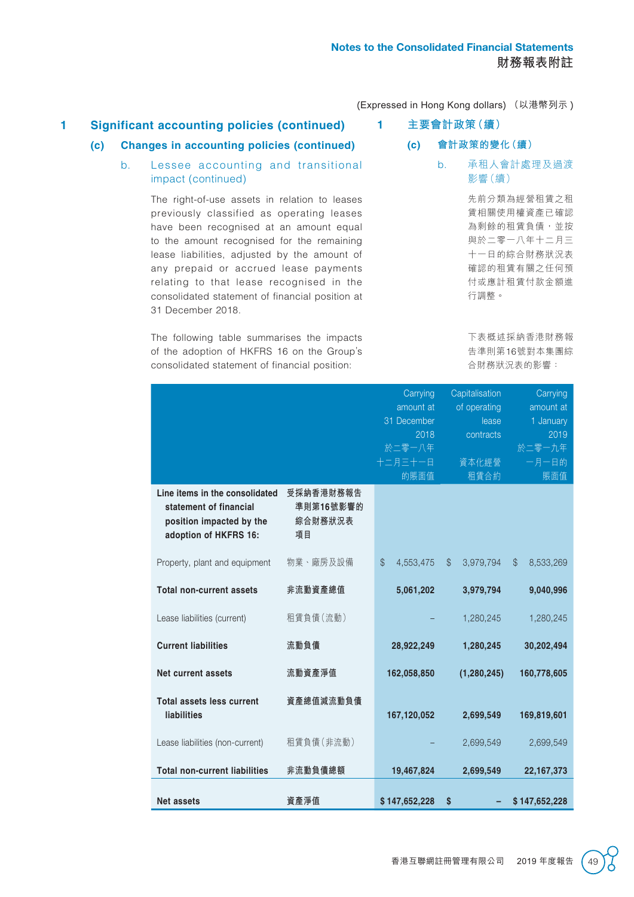(Expressed in Hong Kong dollars) （以港幣列示）

## 1 Significant accounting policies (continued)

## 1 主要會計政策（續）

### (c) Changes in accounting policies (continued)

### (c) 會計政策的變化（續）

#### b. Lessee accounting and transitional impact (continued)

#### b. 承租人會計處理及過渡影響（續）

The right-of-use assets in relation to leases previously classified as operating leases have been recognised at an amount equal to the amount recognised for the remaining lease liabilities, adjusted by the amount of any prepaid or accrued lease payments relating to that lease recognised in the consolidated statement of financial position at 31 December 2018.

先前分類為經營租賃之租賃相關使用權資產已確認為剩餘的租賃負債，並按與於二零一八年十二月三十一日的綜合財務狀況表確認的租賃有關之任何預付或應計租賃付款金額進行調整。

The following table summarises the impacts of the adoption of HKFRS 16 on the Group's consolidated statement of financial position:

下表概述採納香港財務報告準則第16號對本集團綜合財務狀況表的影響：

| | | Carrying amount at 31 December 2018 於二零一八年十二月三十一日的賬面值 | Capitalisation of operating lease contracts 資本化經營租賃合約 | Carrying amount at 1 January 2019 於二零一九年一月一日的賬面值 |
|---|---|---|---|---|
| **Line items in the consolidated statement of financial position impacted by the adoption of HKFRS 16:** | **受採納香港財務報告準則第16號影響的綜合財務狀況表項目** | | | |
| Property, plant and equipment | 物業、廠房及設備 | $ 4,553,475 | $ 3,979,794 | $ 8,533,269 |
| **Total non-current assets** | **非流動資產總值** | **5,061,202** | **3,979,794** | **9,040,996** |
| Lease liabilities (current) | 租賃負債（流動） | – | 1,280,245 | 1,280,245 |
| **Current liabilities** | **流動負債** | **28,922,249** | **1,280,245** | **30,202,494** |
| **Net current assets** | **流動資產淨值** | **162,058,850** | **(1,280,245)** | **160,778,605** |
| **Total assets less current liabilities** | **資產總值減流動負債** | **167,120,052** | **2,699,549** | **169,819,601** |
| Lease liabilities (non-current) | 租賃負債（非流動） | – | 2,699,549 | 2,699,549 |
| **Total non-current liabilities** | **非流動負債總額** | **19,467,824** | **2,699,549** | **22,167,373** |
| **Net assets** | **資產淨值** | **$ 147,652,228** | **$ –** | **$ 147,652,228** |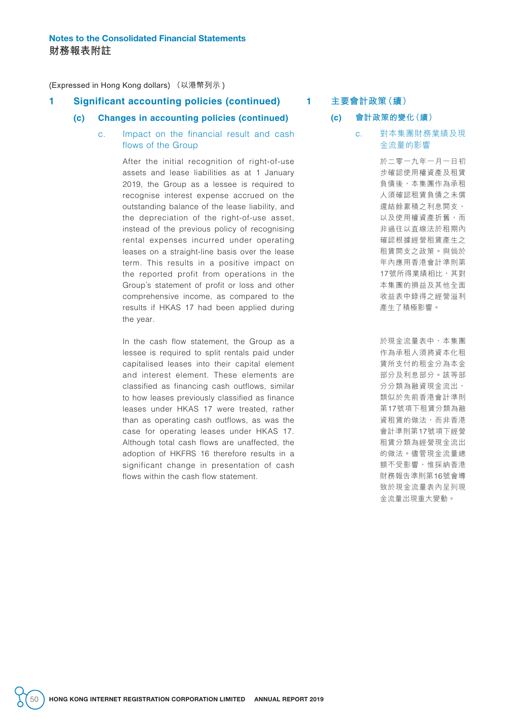(Expressed in Hong Kong dollars) （以港幣列示）

## 1 Significant accounting policies (continued)

### (c) Changes in accounting policies (continued)

#### c. Impact on the financial result and cash flows of the Group

After the initial recognition of right-of-use assets and lease liabilities as at 1 January 2019, the Group as a lessee is required to recognise interest expense accrued on the outstanding balance of the lease liability, and the depreciation of the right-of-use asset, instead of the previous policy of recognising rental expenses incurred under operating leases on a straight-line basis over the lease term. This results in a positive impact on the reported profit from operations in the Group's statement of profit or loss and other comprehensive income, as compared to the results if HKAS 17 had been applied during the year.

In the cash flow statement, the Group as a lessee is required to split rentals paid under capitalised leases into their capital element and interest element. These elements are classified as financing cash outflows, similar to how leases previously classified as finance leases under HKAS 17 were treated, rather than as operating cash outflows, as was the case for operating leases under HKAS 17. Although total cash flows are unaffected, the adoption of HKFRS 16 therefore results in a significant change in presentation of cash flows within the cash flow statement.

## 1 主要會計政策（續）

### (c) 會計政策的變化（續）

#### c. 對本集團財務業績及現金流量的影響

於二零一九年一月一日初步確認使用權資產及租賃負債後，本集團作為承租人須確認租賃負債之未償還結餘累積之利息開支，以及使用權資產折舊，而非過往以直線法於租期內確認根據經營租賃產生之租賃開支之政策。與倘於年內應用香港會計準則第17號所得業績相比，其對本集團的損益及其他全面收益表中錄得之經營溢利產生了積極影響。

於現金流量表中，本集團作為承租人須將資本化租賃所支付的租金分為本金部分及利息部分。該等部分分類為融資現金流出，類似於先前香港會計準則第17號項下租賃分類為融資租賃的做法，而非香港會計準則第17號項下經營租賃分類為經營現金流出的做法。儘管現金流量總額不受影響，惟採納香港財務報告準則第16號會導致於現金流量表內呈列現金流量出現重大變動。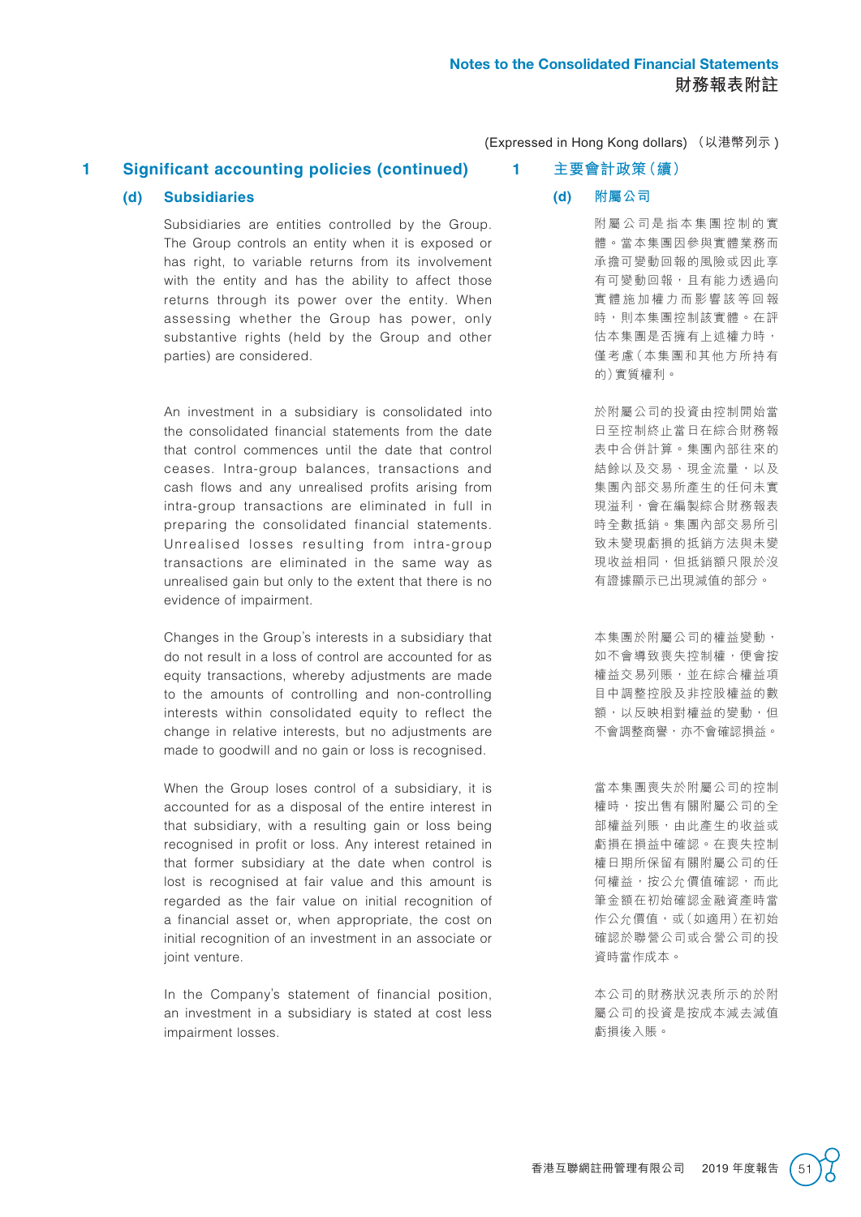(Expressed in Hong Kong dollars) （以港幣列示）

## 1 Significant accounting policies (continued)

### (d) Subsidiaries

Subsidiaries are entities controlled by the Group. The Group controls an entity when it is exposed or has right, to variable returns from its involvement with the entity and has the ability to affect those returns through its power over the entity. When assessing whether the Group has power, only substantive rights (held by the Group and other parties) are considered.

An investment in a subsidiary is consolidated into the consolidated financial statements from the date that control commences until the date that control ceases. Intra-group balances, transactions and cash flows and any unrealised profits arising from intra-group transactions are eliminated in full in preparing the consolidated financial statements. Unrealised losses resulting from intra-group transactions are eliminated in the same way as unrealised gain but only to the extent that there is no evidence of impairment.

Changes in the Group's interests in a subsidiary that do not result in a loss of control are accounted for as equity transactions, whereby adjustments are made to the amounts of controlling and non-controlling interests within consolidated equity to reflect the change in relative interests, but no adjustments are made to goodwill and no gain or loss is recognised.

When the Group loses control of a subsidiary, it is accounted for as a disposal of the entire interest in that subsidiary, with a resulting gain or loss being recognised in profit or loss. Any interest retained in that former subsidiary at the date when control is lost is recognised at fair value and this amount is regarded as the fair value on initial recognition of a financial asset or, when appropriate, the cost on initial recognition of an investment in an associate or joint venture.

In the Company's statement of financial position, an investment in a subsidiary is stated at cost less impairment losses.

## 1 主要會計政策（續）

### (d) 附屬公司

附屬公司是指本集團控制的實體。當本集團因參與實體業務而承擔可變動回報的風險或因此享有可變動回報，且有能力透過向實體施加權力而影響該等回報時，則本集團控制該實體。在評估本集團是否擁有上述權力時，僅考慮（本集團和其他方所持有的）實質權利。

於附屬公司的投資由控制開始當日至控制終止當日在綜合財務報表中合併計算。集團內部往來的結餘以及交易、現金流量，以及集團內部交易所產生的任何未實現溢利，會在編製綜合財務報表時全數抵銷。集團內部交易所引致未變現虧損的抵銷方法與未變現收益相同，但抵銷額只限於沒有證據顯示已出現減值的部分。

本集團於附屬公司的權益變動，如不會導致喪失控制權，便會按權益交易列賬，並在綜合權益項目中調整控股及非控股權益的數額，以反映相對權益的變動，但不會調整商譽，亦不會確認損益。

當本集團喪失於附屬公司的控制權時，按出售有關附屬公司的全部權益列賬，由此產生的收益或虧損在損益中確認。在喪失控制權日期所保留有關附屬公司的任何權益，按公允價值確認，而此筆金額在初始確認金融資產時當作公允價值，或（如適用）在初始確認於聯營公司或合營公司的投資時當作成本。

本公司的財務狀況表所示的於附屬公司的投資是按成本減去減值虧損後入賬。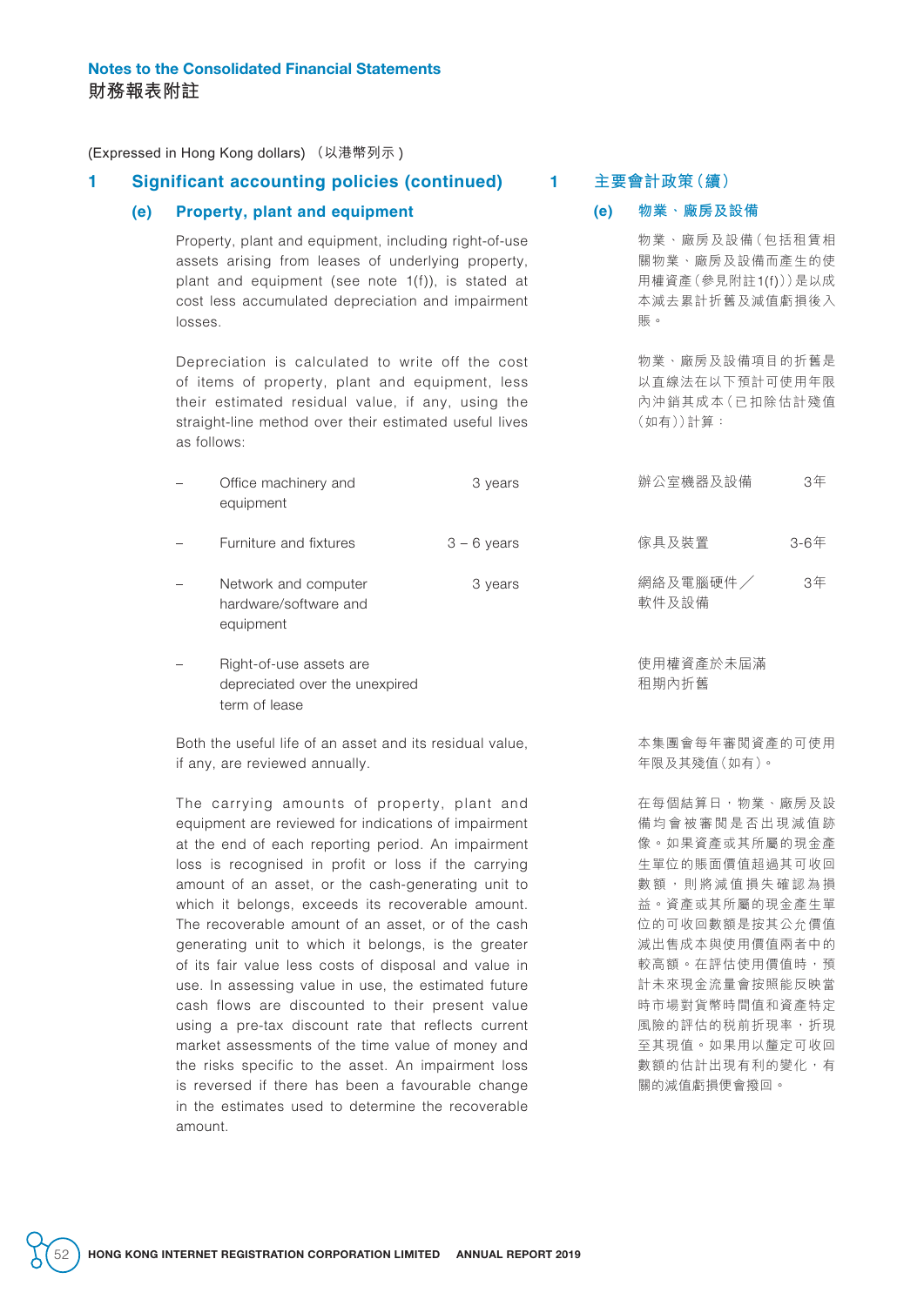(Expressed in Hong Kong dollars) （以港幣列示）

## 1 Significant accounting policies (continued)

### (e) Property, plant and equipment

Property, plant and equipment, including right-of-use assets arising from leases of underlying property, plant and equipment (see note 1(f)), is stated at cost less accumulated depreciation and impairment losses.

Depreciation is calculated to write off the cost of items of property, plant and equipment, less their estimated residual value, if any, using the straight-line method over their estimated useful lives as follows:

| | |
|---|---|
| – Office machinery and equipment | 3 years |
| – Furniture and fixtures | 3 – 6 years |
| – Network and computer hardware/software and equipment | 3 years |
| – Right-of-use assets are depreciated over the unexpired term of lease | |

Both the useful life of an asset and its residual value, if any, are reviewed annually.

The carrying amounts of property, plant and equipment are reviewed for indications of impairment at the end of each reporting period. An impairment loss is recognised in profit or loss if the carrying amount of an asset, or the cash-generating unit to which it belongs, exceeds its recoverable amount. The recoverable amount of an asset, or of the cash generating unit to which it belongs, is the greater of its fair value less costs of disposal and value in use. In assessing value in use, the estimated future cash flows are discounted to their present value using a pre-tax discount rate that reflects current market assessments of the time value of money and the risks specific to the asset. An impairment loss is reversed if there has been a favourable change in the estimates used to determine the recoverable amount.

## 1 主要會計政策（續）

### (e) 物業、廠房及設備

物業、廠房及設備（包括租賃相關物業、廠房及設備而產生的使用權資產（參見附註1(f)））是以成本減去累計折舊及減值虧損後入賬。

物業、廠房及設備項目的折舊是以直線法在以下預計可使用年限內沖銷其成本（已扣除估計殘值（如有））計算：

| | |
|---|---|
| 辦公室機器及設備 | 3年 |
| 傢具及裝置 | 3-6年 |
| 網絡及電腦硬件／軟件及設備 | 3年 |
| 使用權資產於未屆滿租期內折舊 | |

本集團會每年審閱資產的可使用年限及其殘值（如有）。

在每個結算日，物業、廠房及設備均會被審閱是否出現減值跡像。如果資產或其所屬的現金產生單位的賬面價值超過其可收回數額，則將減值損失確認為損益。資產或其所屬的現金產生單位的可收回數額是按其公允價值減出售成本與使用價值兩者中的較高額。在評估使用價值時，預計未來現金流量會按照能反映當時市場對貨幣時間價值和資產特定風險的評估的稅前折現率，折現至其現值。如果用以釐定可收回數額的估計出現有利的變化，有關的減值虧損便會撥回。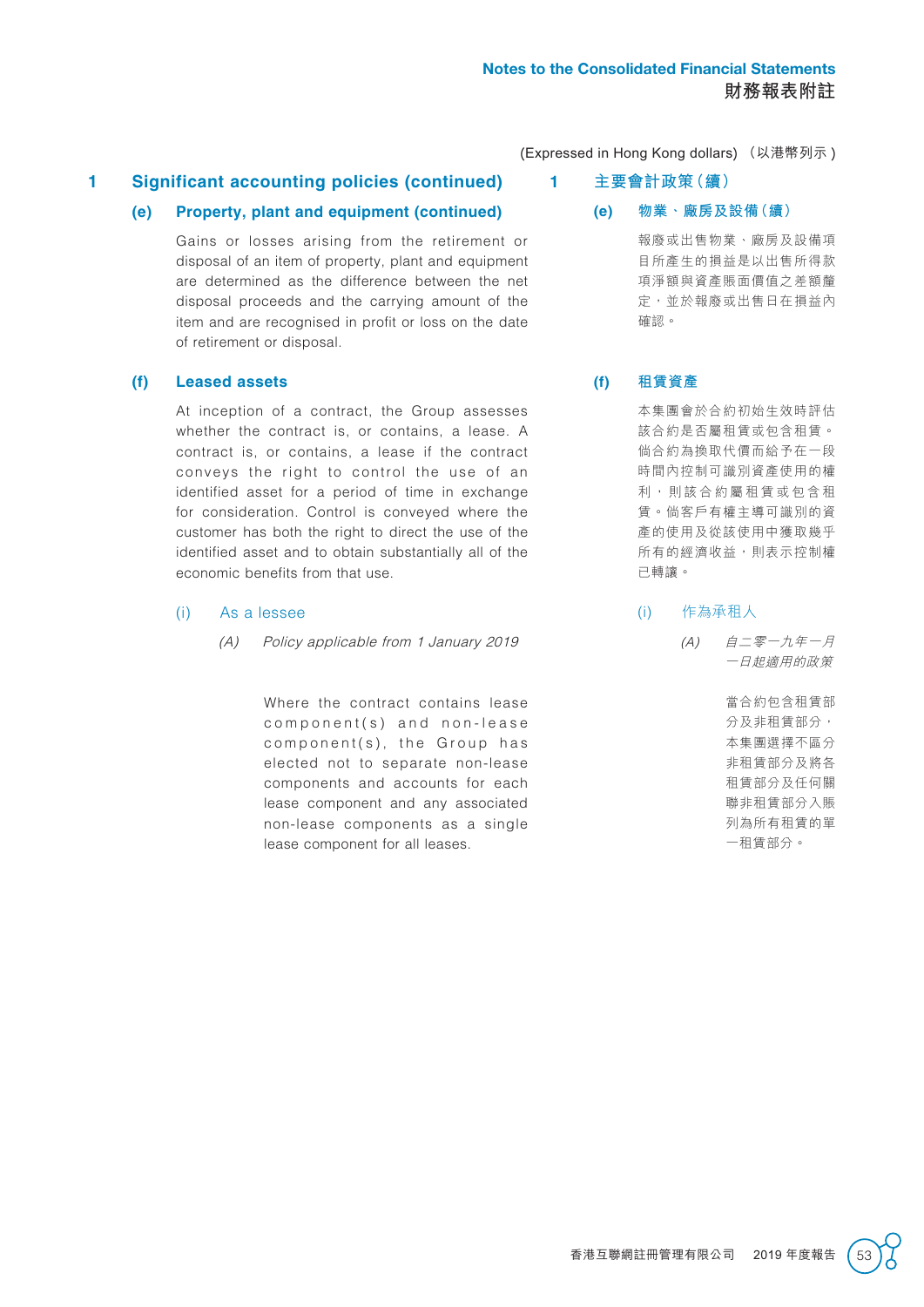(Expressed in Hong Kong dollars) （以港幣列示）

## 1 Significant accounting policies (continued)

### (e) Property, plant and equipment (continued)

Gains or losses arising from the retirement or disposal of an item of property, plant and equipment are determined as the difference between the net disposal proceeds and the carrying amount of the item and are recognised in profit or loss on the date of retirement or disposal.

### (f) Leased assets

At inception of a contract, the Group assesses whether the contract is, or contains, a lease. A contract is, or contains, a lease if the contract conveys the right to control the use of an identified asset for a period of time in exchange for consideration. Control is conveyed where the customer has both the right to direct the use of the identified asset and to obtain substantially all of the economic benefits from that use.

#### (i) As a lessee

*(A) Policy applicable from 1 January 2019*

Where the contract contains lease component(s) and non-lease component(s), the Group has elected not to separate non-lease components and accounts for each lease component and any associated non-lease components as a single lease component for all leases.

## 1 主要會計政策（續）

### (e) 物業、廠房及設備（續）

報廢或出售物業、廠房及設備項目所產生的損益是以出售所得款項淨額與資產賬面價值之差額釐定，並於報廢或出售日在損益內確認。

### (f) 租賃資產

本集團會於合約初始生效時評估該合約是否屬租賃或包含租賃。倘合約為換取代價而給予在一段時間內控制可識別資產使用的權利，則該合約屬租賃或包含租賃。倘客戶有權主導可識別的資產的使用及從該使用中獲取幾乎所有的經濟收益，則表示控制權已轉讓。

#### (i) 作為承租人

*(A) 自二零一九年一月一日起適用的政策*

當合約包含租賃部分及非租賃部分，本集團選擇不區分非租賃部分及將各租賃部分及任何關聯非租賃部分入賬列為所有租賃的單一租賃部分。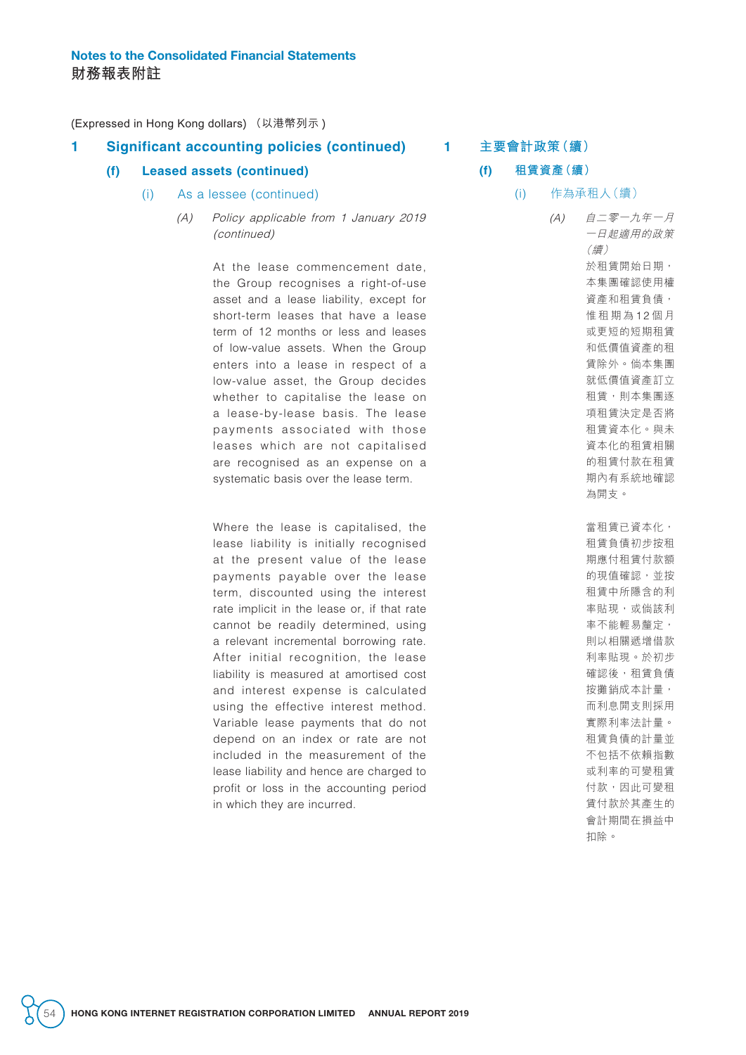(Expressed in Hong Kong dollars) （以港幣列示）

## 1 Significant accounting policies (continued)

### (f) Leased assets (continued)

#### (i) As a lessee (continued)

*(A) Policy applicable from 1 January 2019 (continued)*

At the lease commencement date, the Group recognises a right-of-use asset and a lease liability, except for short-term leases that have a lease term of 12 months or less and leases of low-value assets. When the Group enters into a lease in respect of a low-value asset, the Group decides whether to capitalise the lease on a lease-by-lease basis. The lease payments associated with those leases which are not capitalised are recognised as an expense on a systematic basis over the lease term.

Where the lease is capitalised, the lease liability is initially recognised at the present value of the lease payments payable over the lease term, discounted using the interest rate implicit in the lease or, if that rate cannot be readily determined, using a relevant incremental borrowing rate. After initial recognition, the lease liability is measured at amortised cost and interest expense is calculated using the effective interest method. Variable lease payments that do not depend on an index or rate are not included in the measurement of the lease liability and hence are charged to profit or loss in the accounting period in which they are incurred.

## 1 主要會計政策（續）

### (f) 租賃資產（續）

#### (i) 作為承租人（續）

*(A) 自二零一九年一月一日起適用的政策（續）*

於租賃開始日期，本集團確認使用權資產和租賃負債，惟租期為12個月或更短的短期租賃和低價值資產的租賃除外。倘本集團就低價值資產訂立租賃，則本集團逐項租賃決定是否將租賃資本化。與未資本化的租賃相關的租賃付款在租賃期內有系統地確認為開支。

當租賃已資本化，租賃負債初步按租期應付租賃付款額的現值確認，並按租賃中所隱含的利率貼現，或倘該利率不能輕易釐定，則以相關遞增借款利率貼現。於初步確認後，租賃負債按攤銷成本計量，而利息開支則採用實際利率法計量。租賃負債的計量並不包括不依賴指數或利率的可變租賃付款，因此可變租賃付款於其產生的會計期間在損益中扣除。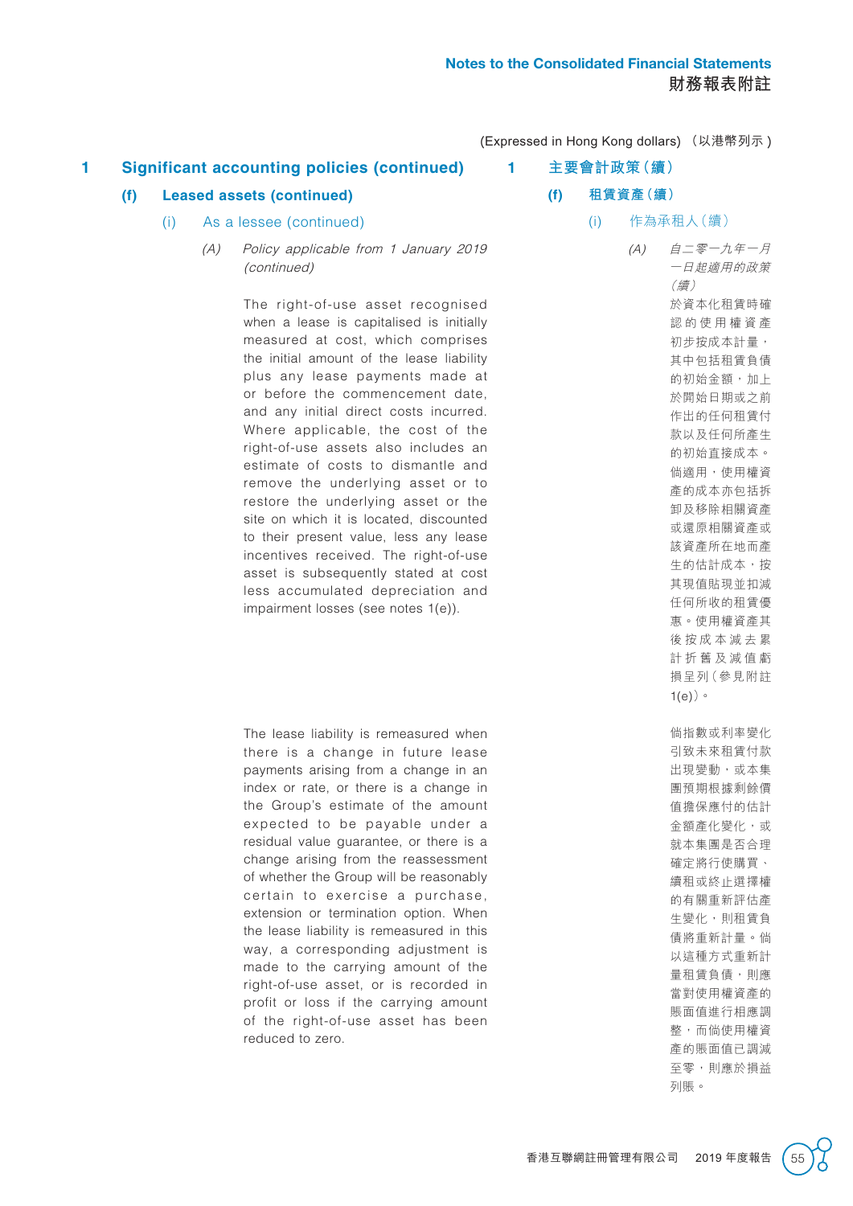(Expressed in Hong Kong dollars) （以港幣列示）

# 1 Significant accounting policies (continued)

## (f) Leased assets (continued)

### (i) As a lessee (continued)

*(A) Policy applicable from 1 January 2019 (continued)*

The right-of-use asset recognised when a lease is capitalised is initially measured at cost, which comprises the initial amount of the lease liability plus any lease payments made at or before the commencement date, and any initial direct costs incurred. Where applicable, the cost of the right-of-use assets also includes an estimate of costs to dismantle and remove the underlying asset or to restore the underlying asset or the site on which it is located, discounted to their present value, less any lease incentives received. The right-of-use asset is subsequently stated at cost less accumulated depreciation and impairment losses (see notes 1(e)).

The lease liability is remeasured when there is a change in future lease payments arising from a change in an index or rate, or there is a change in the Group's estimate of the amount expected to be payable under a residual value guarantee, or there is a change arising from the reassessment of whether the Group will be reasonably certain to exercise a purchase, extension or termination option. When the lease liability is remeasured in this way, a corresponding adjustment is made to the carrying amount of the right-of-use asset, or is recorded in profit or loss if the carrying amount of the right-of-use asset has been reduced to zero.

# 1 主要會計政策（續）

## (f) 租賃資產（續）

### (i) 作為承租人（續）

*(A) 自二零一九年一月一日起適用的政策（續）*

於資本化租賃時確認的使用權資產初步按成本計量，其中包括租賃負債的初始金額，加上於開始日期或之前作出的任何租賃付款以及任何所產生的初始直接成本。倘適用，使用權資產的成本亦包括拆卸及移除相關資產或還原相關資產或該資產所在地而產生的估計成本，按其現值貼現並扣減任何所收的租賃優惠。使用權資產其後按成本減去累計折舊及減值虧損呈列（參見附註1(e)）。

倘指數或利率變化引致未來租賃付款出現變動，或本集團預期根據剩餘價值擔保應付的估計金額產化變化，或就本集團是否合理確定將行使購買、續租或終止選擇權的有關重新評估產生變化，則租賃負債將重新計量。倘以這種方式重新計量租賃負債，則應當對使用權資產的賬面值進行相應調整，而倘使用權資產的賬面值已調減至零，則應於損益列賬。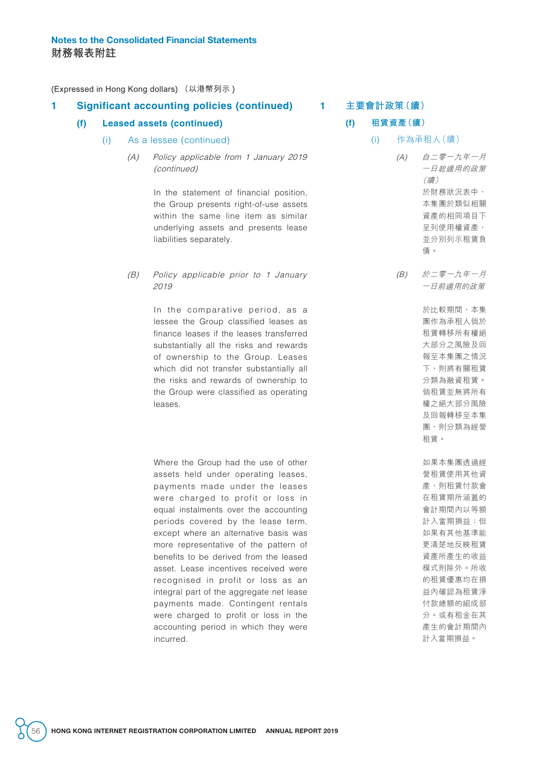(Expressed in Hong Kong dollars) （以港幣列示）

## 1 Significant accounting policies (continued)

### (f) Leased assets (continued)

#### (i) As a lessee (continued)

*(A) Policy applicable from 1 January 2019 (continued)*

In the statement of financial position, the Group presents right-of-use assets within the same line item as similar underlying assets and presents lease liabilities separately.

*(B) Policy applicable prior to 1 January 2019*

In the comparative period, as a lessee the Group classified leases as finance leases if the leases transferred substantially all the risks and rewards of ownership to the Group. Leases which did not transfer substantially all the risks and rewards of ownership to the Group were classified as operating leases.

Where the Group had the use of other assets held under operating leases, payments made under the leases were charged to profit or loss in equal instalments over the accounting periods covered by the lease term, except where an alternative basis was more representative of the pattern of benefits to be derived from the leased asset. Lease incentives received were recognised in profit or loss as an integral part of the aggregate net lease payments made. Contingent rentals were charged to profit or loss in the accounting period in which they were incurred.

## 1 主要會計政策（續）

### (f) 租賃資產（續）

#### (i) 作為承租人（續）

*(A) 自二零一九年一月一日起適用的政策（續）*

於財務狀況表中，本集團於類似相關資產的相同項目下呈列使用權資產，並分別列示租賃負債。

*(B) 於二零一九年一月一日前適用的政策*

於比較期間，本集團作為承租人倘於租賃轉移所有權絕大部分之風險及回報至本集團之情況下，則將有關租賃分類為融資租賃。倘租賃並無將所有權之絕大部分風險及回報轉移至本集團，則分類為經營租賃。

如果本集團透過經營租賃使用其他資產，則租賃付款會在租賃期所涵蓋的會計期間內以等額計入當期損益；但如果有其他基準能更清楚地反映租賃資產所產生的收益模式則除外。所收的租賃優惠均在損益內確認為租賃淨付款總額的組成部分。或有租金在其產生的會計期間內計入當期損益。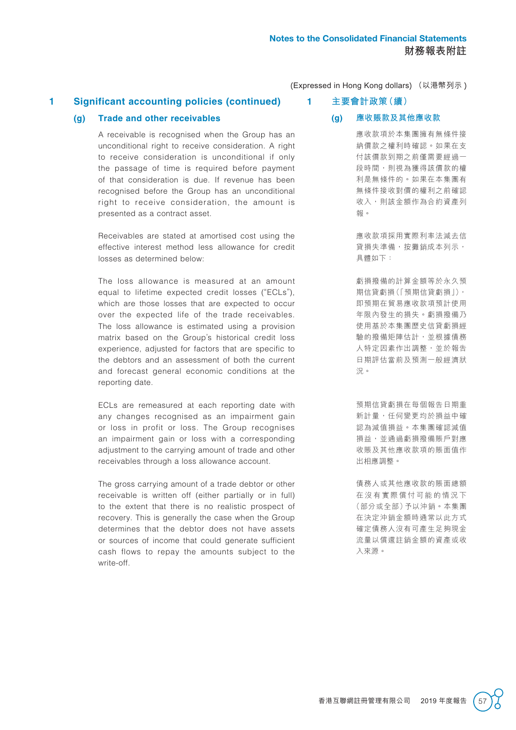(Expressed in Hong Kong dollars) （以港幣列示）

## 1 Significant accounting policies (continued)

### (g) Trade and other receivables

A receivable is recognised when the Group has an unconditional right to receive consideration. A right to receive consideration is unconditional if only the passage of time is required before payment of that consideration is due. If revenue has been recognised before the Group has an unconditional right to receive consideration, the amount is presented as a contract asset.

Receivables are stated at amortised cost using the effective interest method less allowance for credit losses as determined below:

The loss allowance is measured at an amount equal to lifetime expected credit losses ("ECLs"), which are those losses that are expected to occur over the expected life of the trade receivables. The loss allowance is estimated using a provision matrix based on the Group's historical credit loss experience, adjusted for factors that are specific to the debtors and an assessment of both the current and forecast general economic conditions at the reporting date.

ECLs are remeasured at each reporting date with any changes recognised as an impairment gain or loss in profit or loss. The Group recognises an impairment gain or loss with a corresponding adjustment to the carrying amount of trade and other receivables through a loss allowance account.

The gross carrying amount of a trade debtor or other receivable is written off (either partially or in full) to the extent that there is no realistic prospect of recovery. This is generally the case when the Group determines that the debtor does not have assets or sources of income that could generate sufficient cash flows to repay the amounts subject to the write-off.

## 1 主要會計政策（續）

### (g) 應收賬款及其他應收款

應收款項於本集團擁有無條件接納價款之權利時確認。如果在支付該價款到期之前僅需要經過一段時間，則視為獲得該價款的權利是無條件的。如果在本集團有無條件接收對價的權利之前確認收入，則該金額作為合約資產列報。

應收款項採用實際利率法減去信貸損失準備，按攤銷成本列示，具體如下：

虧損撥備的計算金額等於永久預期信貸虧損（「預期信貸虧損」），即預期在貿易應收款項預計使用年限內發生的損失。虧損撥備乃使用基於本集團歷史信貸虧損經驗的撥備矩陣估計，並根據債務人特定因素作出調整，並於報告日期評估當前及預測一般經濟狀況。

預期信貸虧損在每個報告日期重新計量，任何變更均於損益中確認為減值損益。本集團確認減值損益，並通過虧損撥備賬戶對應收賬及其他應收款項的賬面值作出相應調整。

債務人或其他應收款的賬面總額在沒有實際償付可能的情況下（部分或全部）予以沖銷。本集團在決定沖銷金額時通常以此方式確定債務人沒有可產生足夠現金流量以償還註銷金額的資產或收入來源。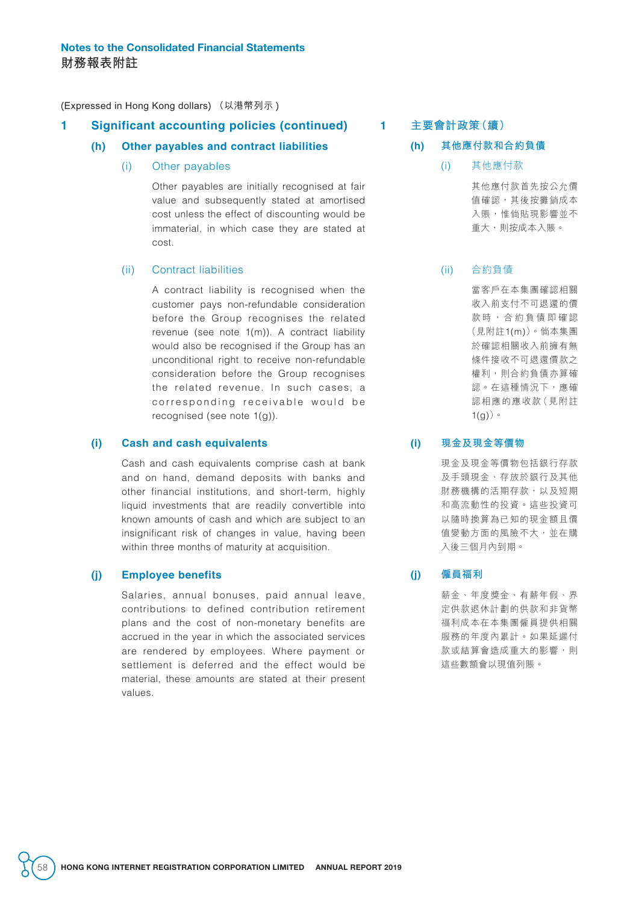(Expressed in Hong Kong dollars) （以港幣列示）

## 1 Significant accounting policies (continued)

### (h) Other payables and contract liabilities

#### (i) Other payables

Other payables are initially recognised at fair value and subsequently stated at amortised cost unless the effect of discounting would be immaterial, in which case they are stated at cost.

#### (ii) Contract liabilities

A contract liability is recognised when the customer pays non-refundable consideration before the Group recognises the related revenue (see note 1(m)). A contract liability would also be recognised if the Group has an unconditional right to receive non-refundable consideration before the Group recognises the related revenue. In such cases, a corresponding receivable would be recognised (see note 1(g)).

### (i) Cash and cash equivalents

Cash and cash equivalents comprise cash at bank and on hand, demand deposits with banks and other financial institutions, and short-term, highly liquid investments that are readily convertible into known amounts of cash and which are subject to an insignificant risk of changes in value, having been within three months of maturity at acquisition.

### (j) Employee benefits

Salaries, annual bonuses, paid annual leave, contributions to defined contribution retirement plans and the cost of non-monetary benefits are accrued in the year in which the associated services are rendered by employees. Where payment or settlement is deferred and the effect would be material, these amounts are stated at their present values.

## 1 主要會計政策（續）

### (h) 其他應付款和合約負債

#### (i) 其他應付款

其他應付款首先按公允價值確認，其後按攤銷成本入賬，惟倘貼現影響並不重大，則按成本入賬。

#### (ii) 合約負債

當客戶在本集團確認相關收入前支付不可退還的價款時，合約負債即確認（見附註1(m)）。倘本集團於確認相關收入前擁有無條件接收不可退還價款之權利，則合約負債亦算確認。在這種情況下，應確認相應的應收款（見附註1(g)）。

### (i) 現金及現金等價物

現金及現金等價物包括銀行存款及手頭現金、存放於銀行及其他財務機構的活期存款，以及短期和高流動性的投資。這些投資可以隨時換算為已知的現金額且價值變動方面的風險不大，並在購入後三個月內到期。

### (j) 僱員福利

薪金、年度獎金、有薪年假、界定供款退休計劃的供款和非貨幣福利成本在本集團僱員提供相關服務的年度內累計。如果延遲付款或結算會造成重大的影響，則這些數額會以現值列賬。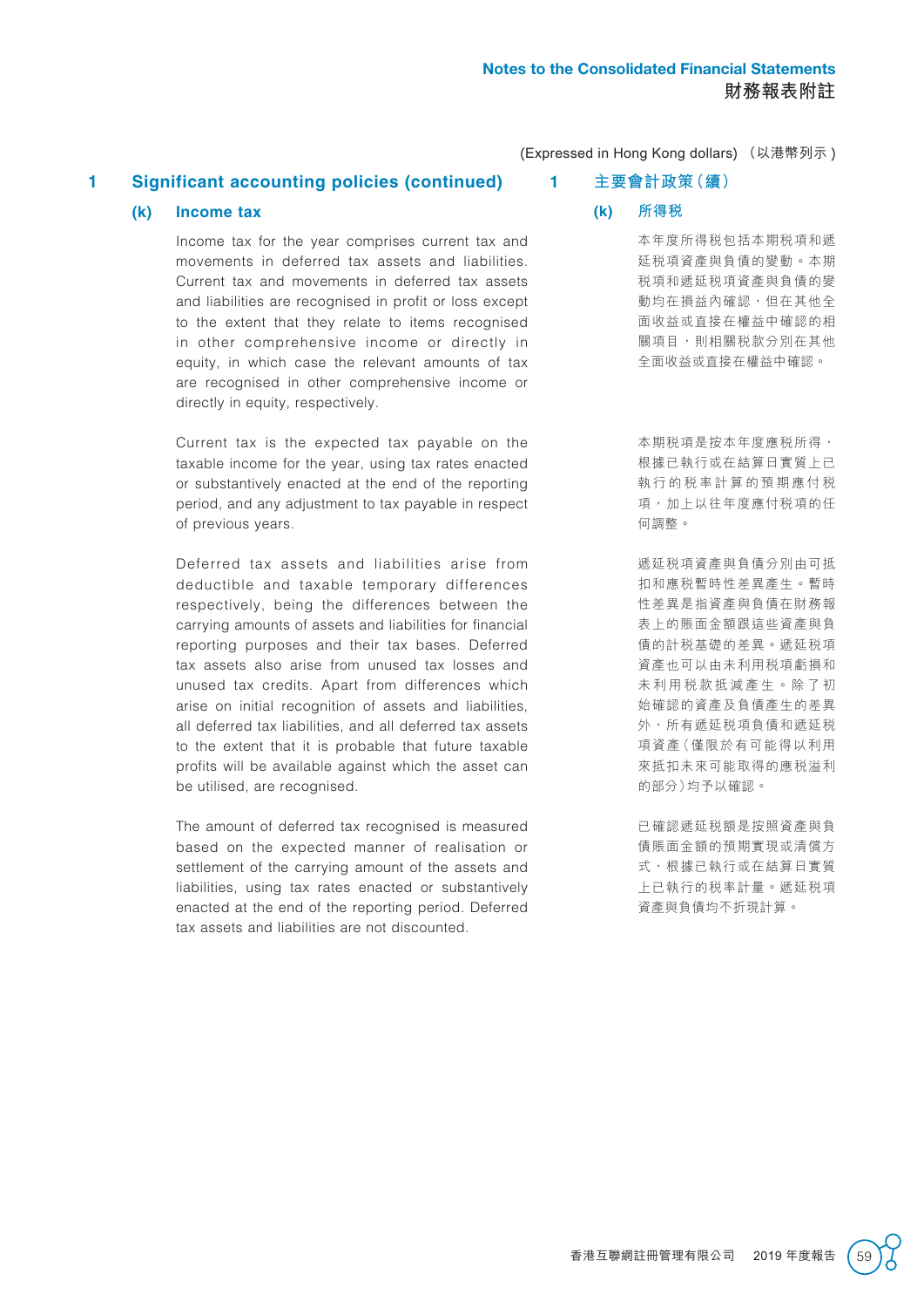(Expressed in Hong Kong dollars) （以港幣列示）

## 1 Significant accounting policies (continued)

### (k) Income tax

Income tax for the year comprises current tax and movements in deferred tax assets and liabilities. Current tax and movements in deferred tax assets and liabilities are recognised in profit or loss except to the extent that they relate to items recognised in other comprehensive income or directly in equity, in which case the relevant amounts of tax are recognised in other comprehensive income or directly in equity, respectively.

Current tax is the expected tax payable on the taxable income for the year, using tax rates enacted or substantively enacted at the end of the reporting period, and any adjustment to tax payable in respect of previous years.

Deferred tax assets and liabilities arise from deductible and taxable temporary differences respectively, being the differences between the carrying amounts of assets and liabilities for financial reporting purposes and their tax bases. Deferred tax assets also arise from unused tax losses and unused tax credits. Apart from differences which arise on initial recognition of assets and liabilities, all deferred tax liabilities, and all deferred tax assets to the extent that it is probable that future taxable profits will be available against which the asset can be utilised, are recognised.

The amount of deferred tax recognised is measured based on the expected manner of realisation or settlement of the carrying amount of the assets and liabilities, using tax rates enacted or substantively enacted at the end of the reporting period. Deferred tax assets and liabilities are not discounted.

## 1 主要會計政策（續）

### (k) 所得稅

本年度所得稅包括本期稅項和遞延稅項資產與負債的變動。本期稅項和遞延稅項資產與負債的變動均在損益內確認，但在其他全面收益或直接在權益中確認的相關項目，則相關稅款分別在其他全面收益或直接在權益中確認。

本期稅項是按本年度應稅所得，根據已執行或在結算日實質上已執行的稅率計算的預期應付稅項，加上以往年度應付稅項的任何調整。

遞延稅項資產與負債分別由可抵扣和應稅暫時性差異產生。暫時性差異是指資產與負債在財務報表上的賬面金額跟這些資產與負債的計稅基礎的差異。遞延稅項資產也可以由未利用稅項虧損和未利用稅款抵減產生。除了初始確認的資產及負債產生的差異外，所有遞延稅項負債和遞延稅項資產（僅限於有可能得以利用來抵扣未來可能取得的應稅溢利的部分）均予以確認。

已確認遞延稅額是按照資產與負債賬面金額的預期實現或清償方式，根據已執行或在結算日實質上已執行的稅率計量。遞延稅項資產與負債均不折現計算。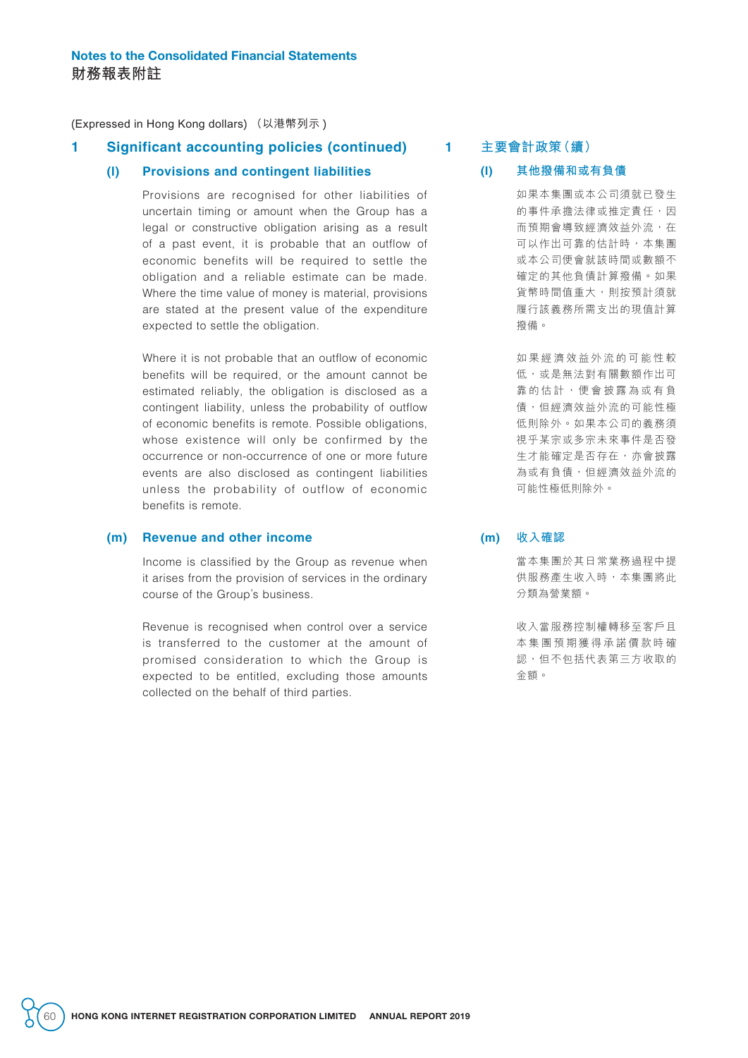(Expressed in Hong Kong dollars) （以港幣列示）

## 1 Significant accounting policies (continued)

### (l) Provisions and contingent liabilities

Provisions are recognised for other liabilities of uncertain timing or amount when the Group has a legal or constructive obligation arising as a result of a past event, it is probable that an outflow of economic benefits will be required to settle the obligation and a reliable estimate can be made. Where the time value of money is material, provisions are stated at the present value of the expenditure expected to settle the obligation.

Where it is not probable that an outflow of economic benefits will be required, or the amount cannot be estimated reliably, the obligation is disclosed as a contingent liability, unless the probability of outflow of economic benefits is remote. Possible obligations, whose existence will only be confirmed by the occurrence or non-occurrence of one or more future events are also disclosed as contingent liabilities unless the probability of outflow of economic benefits is remote.

### (m) Revenue and other income

Income is classified by the Group as revenue when it arises from the provision of services in the ordinary course of the Group's business.

Revenue is recognised when control over a service is transferred to the customer at the amount of promised consideration to which the Group is expected to be entitled, excluding those amounts collected on the behalf of third parties.

## 1 主要會計政策（續）

### (l) 其他撥備和或有負債

如果本集團或本公司須就已發生的事件承擔法律或推定責任，因而預期會導致經濟效益外流，在可以作出可靠的估計時，本集團或本公司便會就該時間或數額不確定的其他負債計算撥備。如果貨幣時間值重大，則按預計須就履行該義務所需支出的現值計算撥備。

如果經濟效益外流的可能性較低，或是無法對有關數額作出可靠的估計，便會披露為或有負債，但經濟效益外流的可能性極低則除外。如果本公司的義務須視乎某宗或多宗未來事件是否發生才能確定是否存在，亦會披露為或有負債，但經濟效益外流的可能性極低則除外。

### (m) 收入確認

當本集團於其日常業務過程中提供服務產生收入時，本集團將此分類為營業額。

收入當服務控制權轉移至客戶且本集團預期獲得承諾價款時確認，但不包括代表第三方收取的金額。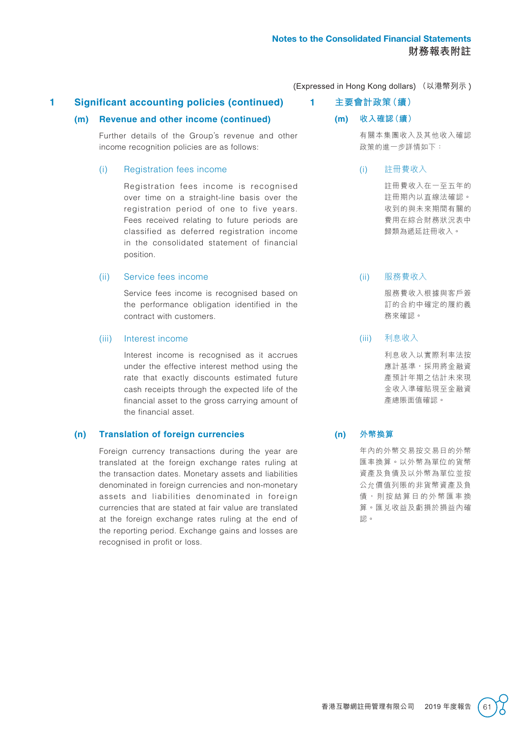(Expressed in Hong Kong dollars) （以港幣列示）

## 1 Significant accounting policies (continued)

### (m) Revenue and other income (continued)

Further details of the Group's revenue and other income recognition policies are as follows:

#### (i) Registration fees income

Registration fees income is recognised over time on a straight-line basis over the registration period of one to five years. Fees received relating to future periods are classified as deferred registration income in the consolidated statement of financial position.

#### (ii) Service fees income

Service fees income is recognised based on the performance obligation identified in the contract with customers.

#### (iii) Interest income

Interest income is recognised as it accrues under the effective interest method using the rate that exactly discounts estimated future cash receipts through the expected life of the financial asset to the gross carrying amount of the financial asset.

### (n) Translation of foreign currencies

Foreign currency transactions during the year are translated at the foreign exchange rates ruling at the transaction dates. Monetary assets and liabilities denominated in foreign currencies and non-monetary assets and liabilities denominated in foreign currencies that are stated at fair value are translated at the foreign exchange rates ruling at the end of the reporting period. Exchange gains and losses are recognised in profit or loss.

## 1 主要會計政策（續）

### (m) 收入確認（續）

有關本集團收入及其他收入確認政策的進一步詳情如下：

#### (i) 註冊費收入

註冊費收入在一至五年的註冊期內以直線法確認。收到的與未來期間有關的費用在綜合財務狀況表中歸類為遞延註冊收入。

#### (ii) 服務費收入

服務費收入根據與客戶簽訂的合約中確定的履約義務來確認。

#### (iii) 利息收入

利息收入以實際利率法按應計基準，採用將金融資產預計年期之估計未來現金收入準確貼現至金融資產總賬面值確認。

### (n) 外幣換算

年內的外幣交易按交易日的外幣匯率換算。以外幣為單位的貨幣資產及負債及以外幣為單位並按公允價值列賬的非貨幣資產及負債，則按結算日的外幣匯率換算。匯兌收益及虧損於損益內確認。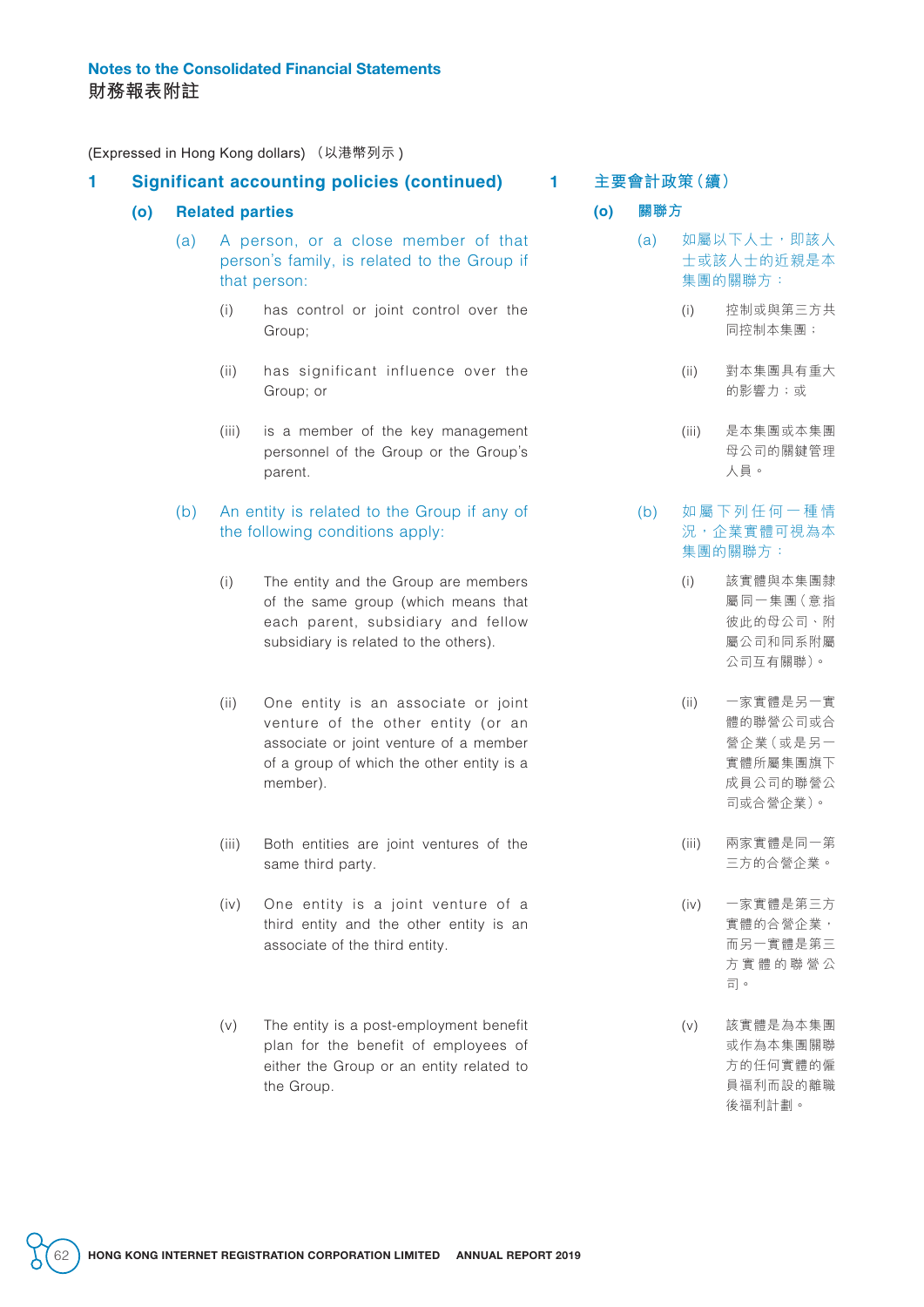(Expressed in Hong Kong dollars) （以港幣列示）

## 1 Significant accounting policies (continued)

### (o) Related parties

(a) A person, or a close member of that person's family, is related to the Group if that person:

(i) has control or joint control over the Group;

(ii) has significant influence over the Group; or

(iii) is a member of the key management personnel of the Group or the Group's parent.

(b) An entity is related to the Group if any of the following conditions apply:

(i) The entity and the Group are members of the same group (which means that each parent, subsidiary and fellow subsidiary is related to the others).

(ii) One entity is an associate or joint venture of the other entity (or an associate or joint venture of a member of a group of which the other entity is a member).

(iii) Both entities are joint ventures of the same third party.

(iv) One entity is a joint venture of a third entity and the other entity is an associate of the third entity.

(v) The entity is a post-employment benefit plan for the benefit of employees of either the Group or an entity related to the Group.

## 1 主要會計政策（續）

### (o) 關聯方

(a) 如屬以下人士，即該人士或該人士的近親是本集團的關聯方：

(i) 控制或與第三方共同控制本集團；

(ii) 對本集團具有重大的影響力；或

(iii) 是本集團或本集團母公司的關鍵管理人員。

(b) 如屬下列任何一種情況，企業實體可視為本集團的關聯方：

(i) 該實體與本集團隸屬同一集團（意指彼此的母公司、附屬公司和同系附屬公司互有關聯）。

(ii) 一家實體是另一實體的聯營公司或合營企業（或是另一實體所屬集團旗下成員公司的聯營公司或合營企業）。

(iii) 兩家實體是同一第三方的合營企業。

(iv) 一家實體是第三方實體的合營企業，而另一實體是第三方實體的聯營公司。

(v) 該實體是為本集團或作為本集團關聯方的任何實體的僱員福利而設的離職後福利計劃。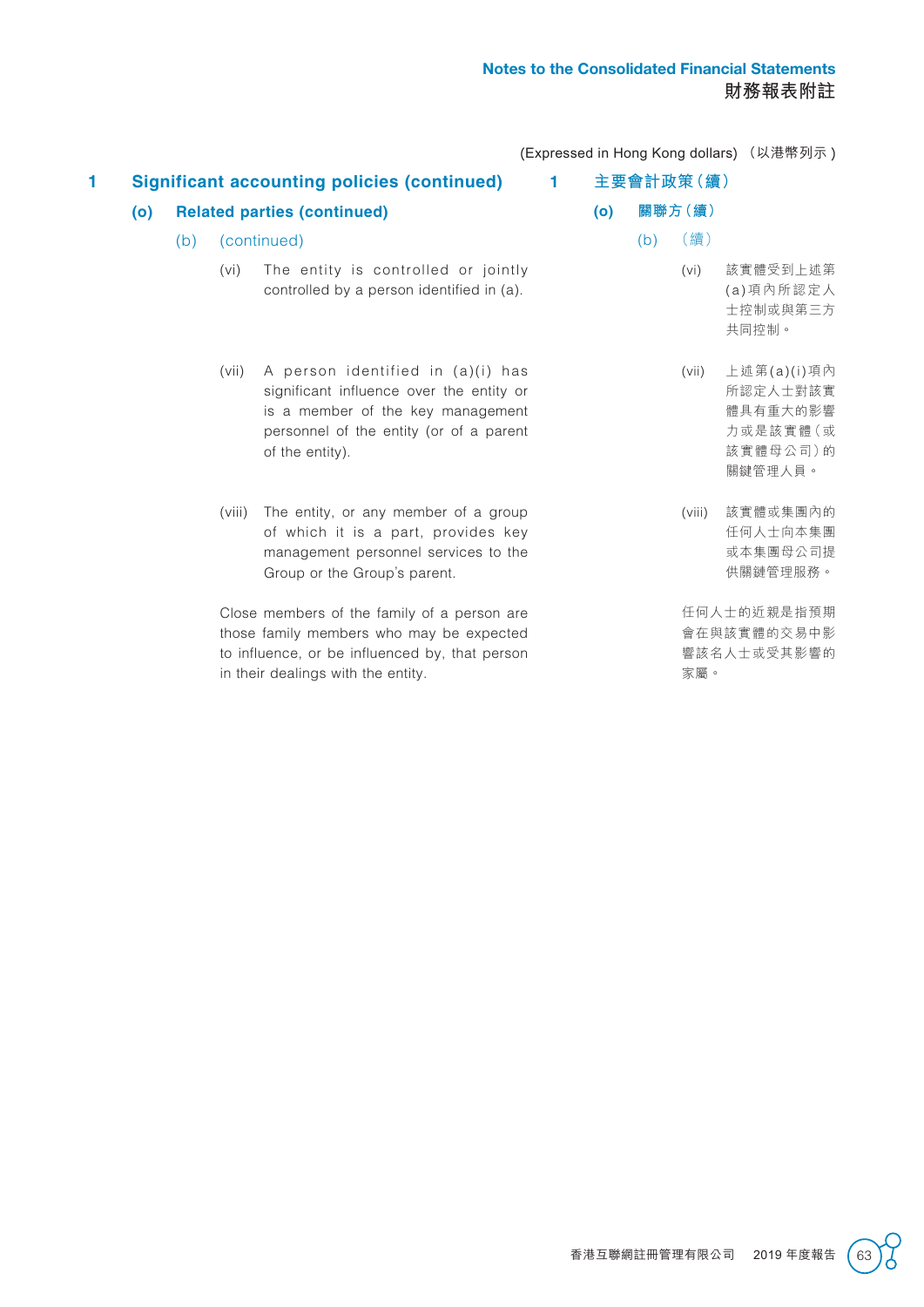(Expressed in Hong Kong dollars) （以港幣列示）

## 1 Significant accounting policies (continued)

### (o) Related parties (continued)

(b) (continued)

(vi) The entity is controlled or jointly controlled by a person identified in (a).

(vii) A person identified in (a)(i) has significant influence over the entity or is a member of the key management personnel of the entity (or of a parent of the entity).

(viii) The entity, or any member of a group of which it is a part, provides key management personnel services to the Group or the Group's parent.

Close members of the family of a person are those family members who may be expected to influence, or be influenced by, that person in their dealings with the entity.

## 1 主要會計政策（續）

### (o) 關聯方（續）

(b) （續）

(vi) 該實體受到上述第(a)項內所認定人士控制或與第三方共同控制。

(vii) 上述第(a)(i)項內所認定人士對該實體具有重大的影響力或是該實體（或該實體母公司）的關鍵管理人員。

(viii) 該實體或集團內的任何人士向本集團或本集團母公司提供關鍵管理服務。

任何人士的近親是指預期會在與該實體的交易中影響該名人士或受其影響的家屬。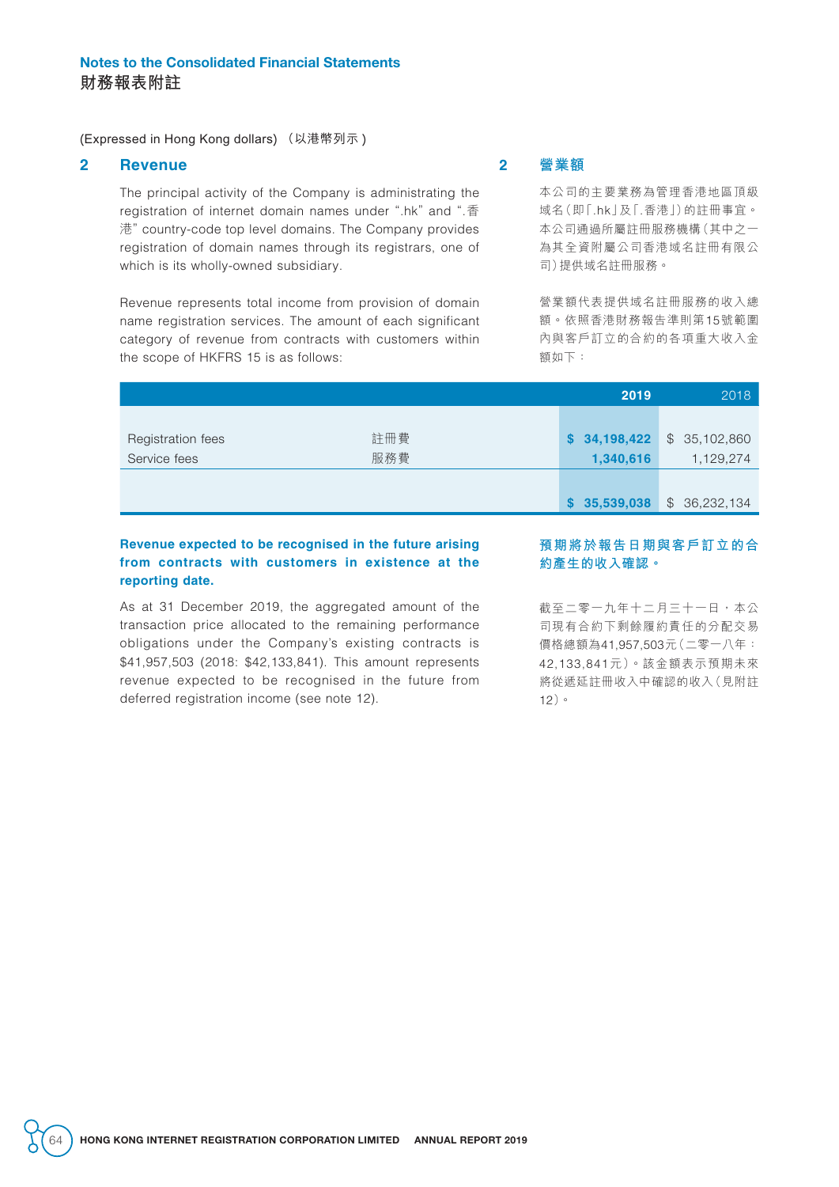(Expressed in Hong Kong dollars) （以港幣列示）

## 2 Revenue

The principal activity of the Company is administrating the registration of internet domain names under ".hk" and ".香港" country-code top level domains. The Company provides registration of domain names through its registrars, one of which is its wholly-owned subsidiary.

Revenue represents total income from provision of domain name registration services. The amount of each significant category of revenue from contracts with customers within the scope of HKFRS 15 is as follows:

## 2 營業額

本公司的主要業務為管理香港地區頂級域名（即「.hk」及「.香港」）的註冊事宜。本公司通過所屬註冊服務機構（其中之一為其全資附屬公司香港域名註冊有限公司）提供域名註冊服務。

營業額代表提供域名註冊服務的收入總額。依照香港財務報告準則第15號範圍內與客戶訂立的合約的各項重大收入金額如下：

| | | **2019** | 2018 |
|---|---|---|---|
| Registration fees | 註冊費 | **$ 34,198,422** | $ 35,102,860 |
| Service fees | 服務費 | **1,340,616** | 1,129,274 |
| | | **$ 35,539,038** | $ 36,232,134 |

**Revenue expected to be recognised in the future arising from contracts with customers in existence at the reporting date.**

As at 31 December 2019, the aggregated amount of the transaction price allocated to the remaining performance obligations under the Company's existing contracts is $41,957,503 (2018: $42,133,841). This amount represents revenue expected to be recognised in the future from deferred registration income (see note 12).

**預期將於報告日期與客戶訂立的合約產生的收入確認。**

截至二零一九年十二月三十一日，本公司現有合約下剩餘履約責任的分配交易價格總額為41,957,503元（二零一八年：42,133,841元）。該金額表示預期未來將從遞延註冊收入中確認的收入（見附註12）。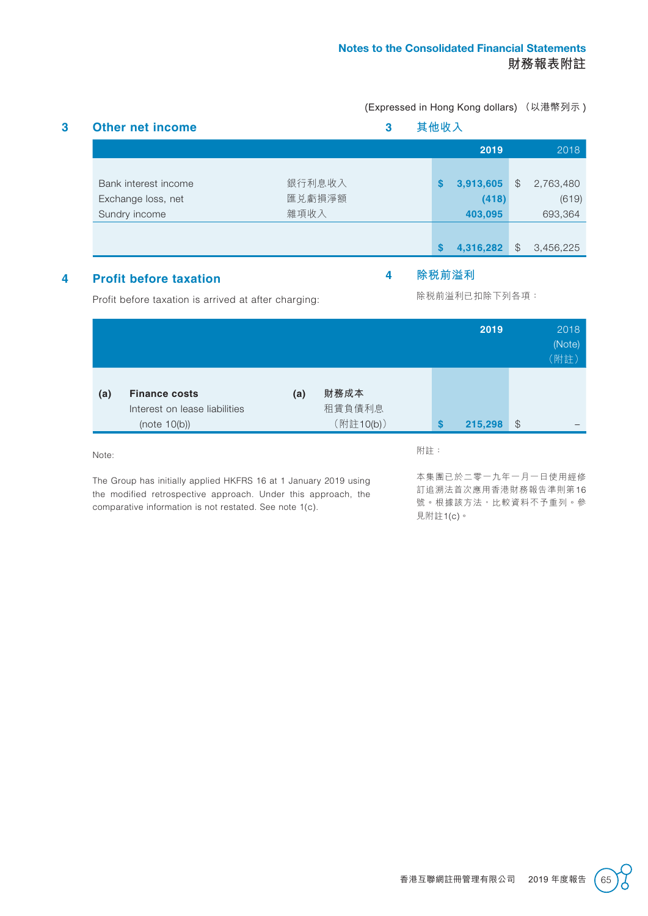(Expressed in Hong Kong dollars) （以港幣列示）

## 3 Other net income

## 3 其他收入

| | | 2019 | 2018 |
|---|---|---|---|
| Bank interest income | 銀行利息收入 | $ 3,913,605 | $ 2,763,480 |
| Exchange loss, net | 匯兌虧損淨額 | (418) | (619) |
| Sundry income | 雜項收入 | 403,095 | 693,364 |
| | | $ 4,316,282 | $ 3,456,225 |

## 4 Profit before taxation

## 4 除稅前溢利

Profit before taxation is arrived at after charging:

除稅前溢利已扣除下列各項：

| | | 2019 | 2018 (Note) （附註） |
|---|---|---|---|
| **(a) Finance costs** | **(a) 財務成本** | | |
| Interest on lease liabilities (note 10(b)) | 租賃負債利息（附註10(b)） | $ 215,298 | $ – |

Note:

The Group has initially applied HKFRS 16 at 1 January 2019 using the modified retrospective approach. Under this approach, the comparative information is not restated. See note 1(c).

附註：

本集團已於二零一九年一月一日使用經修訂追溯法首次應用香港財務報告準則第16號。根據該方法，比較資料不予重列。參見附註1(c)。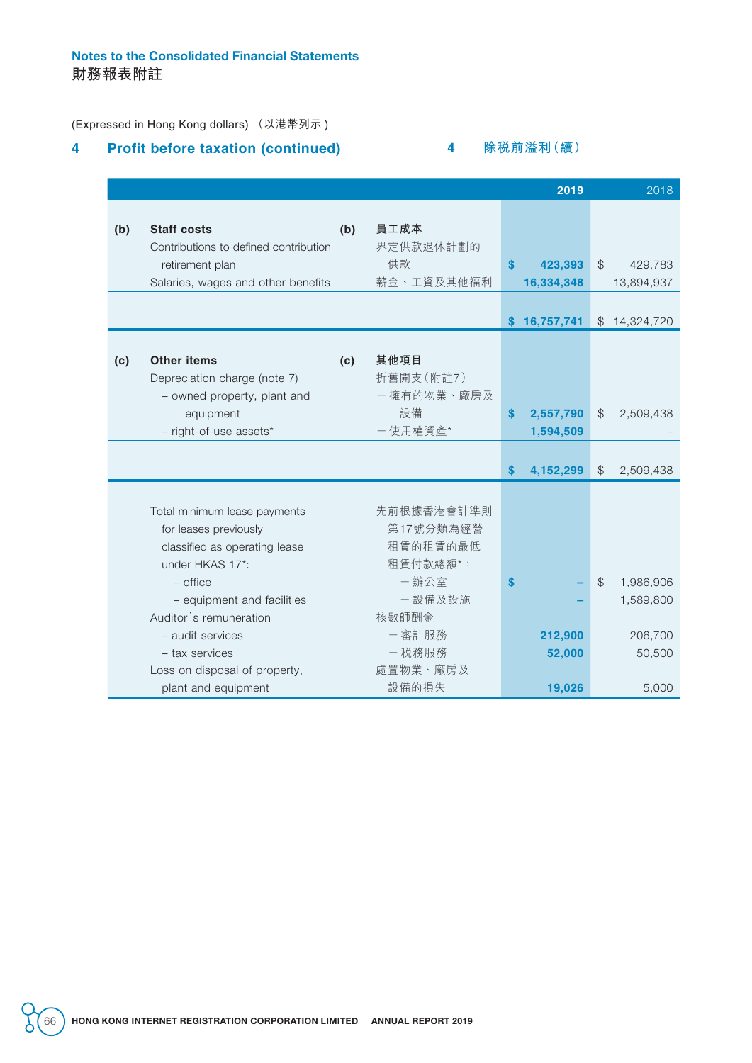## Notes to the Consolidated Financial Statements
## 財務報表附註

(Expressed in Hong Kong dollars) （以港幣列示）

### 4 Profit before taxation (continued) 4 除稅前溢利（續）

| | | | | 2019 | 2018 |
|---|---|---|---|---|---|
| **(b)** | **Staff costs** | **(b)** | **員工成本** | | |
| | Contributions to defined contribution retirement plan | | 界定供款退休計劃的供款 | $ 423,393 | $ 429,783 |
| | Salaries, wages and other benefits | | 薪金、工資及其他福利 | 16,334,348 | 13,894,937 |
| | | | | $ 16,757,741 | $ 14,324,720 |
| **(c)** | **Other items** | **(c)** | **其他項目** | | |
| | Depreciation charge (note 7) | | 折舊開支（附註7） | | |
| | – owned property, plant and equipment | | －擁有的物業、廠房及設備 | $ 2,557,790 | $ 2,509,438 |
| | – right-of-use assets* | | －使用權資產* | 1,594,509 | – |
| | | | | $ 4,152,299 | $ 2,509,438 |
| | Total minimum lease payments for leases previously classified as operating lease under HKAS 17*: | | 先前根據香港會計準則第17號分類為經營租賃的租賃的最低租賃付款總額*： | | |
| | – office | | －辦公室 | $ – | $ 1,986,906 |
| | – equipment and facilities | | －設備及設施 | – | 1,589,800 |
| | Auditor's remuneration | | 核數師酬金 | | |
| | – audit services | | －審計服務 | 212,900 | 206,700 |
| | – tax services | | －稅務服務 | 52,000 | 50,500 |
| | Loss on disposal of property, plant and equipment | | 處置物業、廠房及設備的損失 | 19,026 | 5,000 |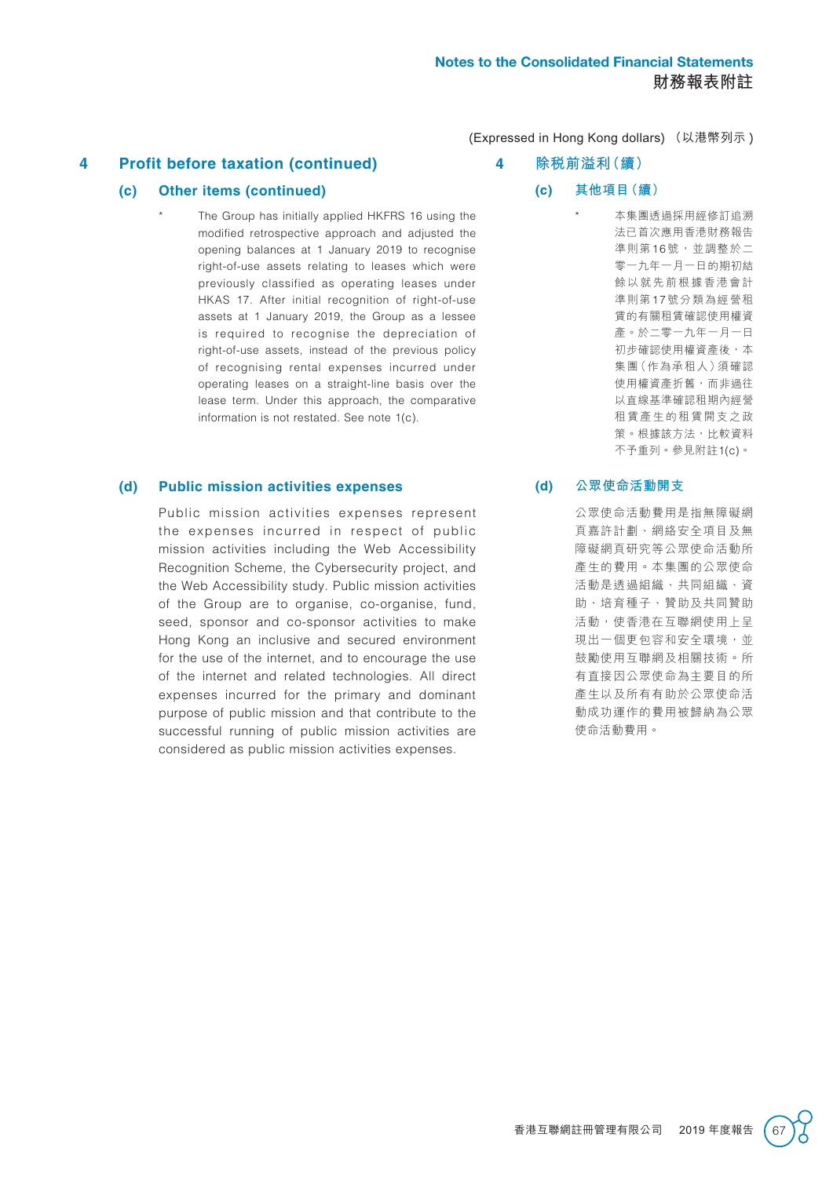(Expressed in Hong Kong dollars) （以港幣列示）

## 4 Profit before taxation (continued)

### (c) Other items (continued)

\* The Group has initially applied HKFRS 16 using the modified retrospective approach and adjusted the opening balances at 1 January 2019 to recognise right-of-use assets relating to leases which were previously classified as operating leases under HKAS 17. After initial recognition of right-of-use assets at 1 January 2019, the Group as a lessee is required to recognise the depreciation of right-of-use assets, instead of the previous policy of recognising rental expenses incurred under operating leases on a straight-line basis over the lease term. Under this approach, the comparative information is not restated. See note 1(c).

### (d) Public mission activities expenses

Public mission activities expenses represent the expenses incurred in respect of public mission activities including the Web Accessibility Recognition Scheme, the Cybersecurity project, and the Web Accessibility study. Public mission activities of the Group are to organise, co-organise, fund, seed, sponsor and co-sponsor activities to make Hong Kong an inclusive and secured environment for the use of the internet, and to encourage the use of the internet and related technologies. All direct expenses incurred for the primary and dominant purpose of public mission and that contribute to the successful running of public mission activities are considered as public mission activities expenses.

## 4 除稅前溢利（續）

### (c) 其他項目（續）

\* 本集團透過採用經修訂追溯法已首次應用香港財務報告準則第16號，並調整於二零一九年一月一日的期初結餘以就先前根據香港會計準則第17號分類為經營租賃的有關租賃確認使用權資產。於二零一九年一月一日初步確認使用權資產後，本集團（作為承租人）須確認使用權資產折舊，而非過往以直線基準確認租期內經營租賃產生的租賃開支之政策。根據該方法，比較資料不予重列。參見附註1(c)。

### (d) 公眾使命活動開支

公眾使命活動費用是指無障礙網頁嘉許計劃、網絡安全項目及無障礙網頁研究等公眾使命活動所產生的費用。本集團的公眾使命活動是透過組織、共同組織、資助、培育種子、贊助及共同贊助活動，使香港在互聯網使用上呈現出一個更包容和安全環境，並鼓勵使用互聯網及相關技術。所有直接因公眾使命為主要目的所產生以及所有有助於公眾使命活動成功運作的費用被歸納為公眾使命活動費用。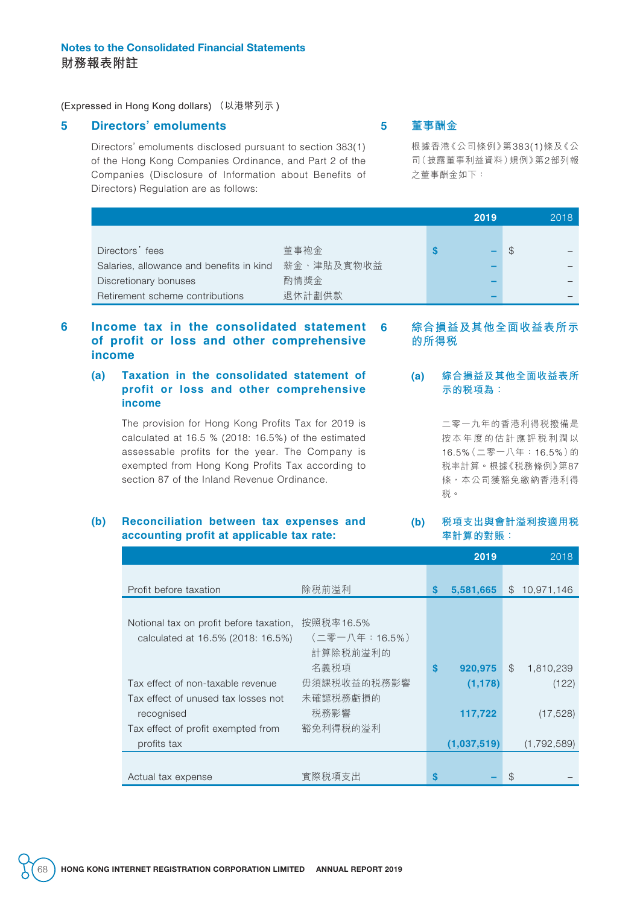## Notes to the Consolidated Financial Statements
## 財務報表附註

(Expressed in Hong Kong dollars) （以港幣列示）

### 5 Directors' emoluments

Directors' emoluments disclosed pursuant to section 383(1) of the Hong Kong Companies Ordinance, and Part 2 of the Companies (Disclosure of Information about Benefits of Directors) Regulation are as follows:

### 5 董事酬金

根據香港《公司條例》第383(1)條及《公司（披露董事利益資料）規例》第2部列報之董事酬金如下：

| | | 2019 | 2018 |
|---|---|---|---|
| Directors' fees | 董事袍金 | $ – | $ – |
| Salaries, allowance and benefits in kind | 薪金、津貼及實物收益 | – | – |
| Discretionary bonuses | 酌情獎金 | – | – |
| Retirement scheme contributions | 退休計劃供款 | – | – |

### 6 Income tax in the consolidated statement of profit or loss and other comprehensive income

### 6 綜合損益及其他全面收益表所示的所得稅

#### (a) Taxation in the consolidated statement of profit or loss and other comprehensive income

The provision for Hong Kong Profits Tax for 2019 is calculated at 16.5 % (2018: 16.5%) of the estimated assessable profits for the year. The Company is exempted from Hong Kong Profits Tax according to section 87 of the Inland Revenue Ordinance.

#### (a) 綜合損益及其他全面收益表所示的稅項為：

二零一九年的香港利得稅撥備是按本年度的估計應評稅利潤以16.5%（二零一八年：16.5%）的稅率計算。根據《稅務條例》第87條，本公司獲豁免繳納香港利得稅。

#### (b) Reconciliation between tax expenses and accounting profit at applicable tax rate:

#### (b) 稅項支出與會計溢利按適用稅率計算的對賬：

| | | 2019 | 2018 |
|---|---|---|---|
| Profit before taxation | 除稅前溢利 | $ 5,581,665 | $ 10,971,146 |
| Notional tax on profit before taxation, calculated at 16.5% (2018: 16.5%) | 按照稅率16.5%（二零一八年：16.5%）計算除稅前溢利的名義稅項 | $ 920,975 | $ 1,810,239 |
| Tax effect of non-taxable revenue | 毋須課稅收益的稅務影響 | (1,178) | (122) |
| Tax effect of unused tax losses not recognised | 未確認稅務虧損的稅務影響 | 117,722 | (17,528) |
| Tax effect of profit exempted from profits tax | 豁免利得稅的溢利 | (1,037,519) | (1,792,589) |
| Actual tax expense | 實際稅項支出 | $ – | $ – |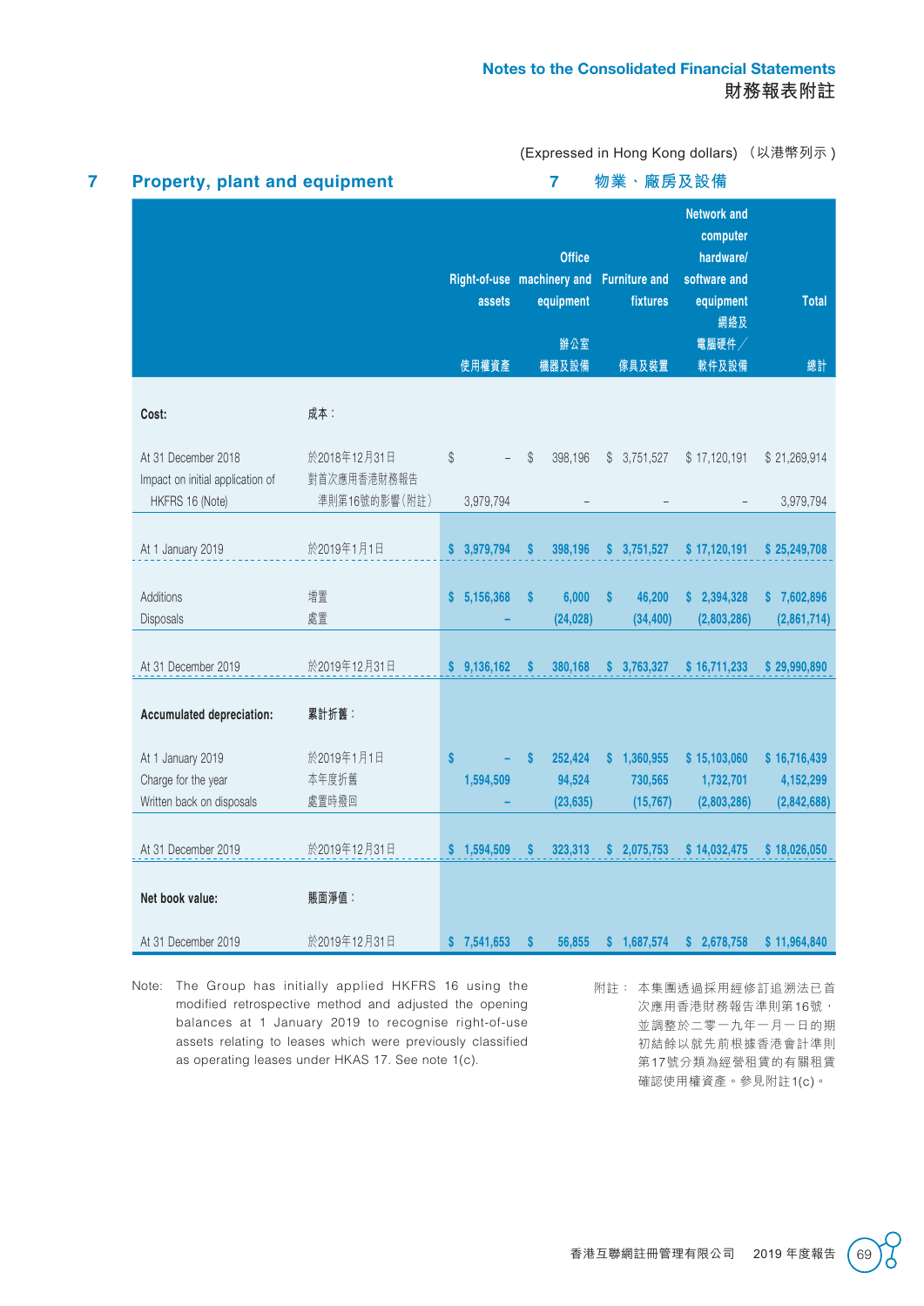## Notes to the Consolidated Financial Statements
## 財務報表附註

(Expressed in Hong Kong dollars) （以港幣列示）

## 7 Property, plant and equipment
## 7 物業、廠房及設備

| | | Right-of-use assets 使用權資產 | Office machinery and equipment 辦公室機器及設備 | Furniture and fixtures 傢具及裝置 | Network and computer hardware/ software and equipment 網絡及電腦硬件／軟件及設備 | Total 總計 |
|---|---|---|---|---|---|---|
| **Cost:** | **成本：** | | | | | |
| At 31 December 2018 | 於2018年12月31日 | $ – | $ 398,196 | $ 3,751,527 | $ 17,120,191 | $ 21,269,914 |
| Impact on initial application of HKFRS 16 (Note) | 對首次應用香港財務報告準則第16號的影響（附註） | 3,979,794 | – | – | – | 3,979,794 |
| At 1 January 2019 | 於2019年1月1日 | $ 3,979,794 | $ 398,196 | $ 3,751,527 | $ 17,120,191 | $ 25,249,708 |
| Additions | 增置 | $ 5,156,368 | $ 6,000 | $ 46,200 | $ 2,394,328 | $ 7,602,896 |
| Disposals | 處置 | – | (24,028) | (34,400) | (2,803,286) | (2,861,714) |
| At 31 December 2019 | 於2019年12月31日 | $ 9,136,162 | $ 380,168 | $ 3,763,327 | $ 16,711,233 | $ 29,990,890 |
| **Accumulated depreciation:** | **累計折舊：** | | | | | |
| At 1 January 2019 | 於2019年1月1日 | $ – | $ 252,424 | $ 1,360,955 | $ 15,103,060 | $ 16,716,439 |
| Charge for the year | 本年度折舊 | 1,594,509 | 94,524 | 730,565 | 1,732,701 | 4,152,299 |
| Written back on disposals | 處置時撥回 | – | (23,635) | (15,767) | (2,803,286) | (2,842,688) |
| At 31 December 2019 | 於2019年12月31日 | $ 1,594,509 | $ 323,313 | $ 2,075,753 | $ 14,032,475 | $ 18,026,050 |
| **Net book value:** | **賬面淨值：** | | | | | |
| At 31 December 2019 | 於2019年12月31日 | $ 7,541,653 | $ 56,855 | $ 1,687,574 | $ 2,678,758 | $ 11,964,840 |

Note: The Group has initially applied HKFRS 16 using the modified retrospective method and adjusted the opening balances at 1 January 2019 to recognise right-of-use assets relating to leases which were previously classified as operating leases under HKAS 17. See note 1(c).

附註： 本集團透過採用經修訂追溯法已首次應用香港財務報告準則第16號，並調整於二零一九年一月一日的期初結餘以就先前根據香港會計準則第17號分類為經營租賃的有關租賃確認使用權資產。參見附註1(c)。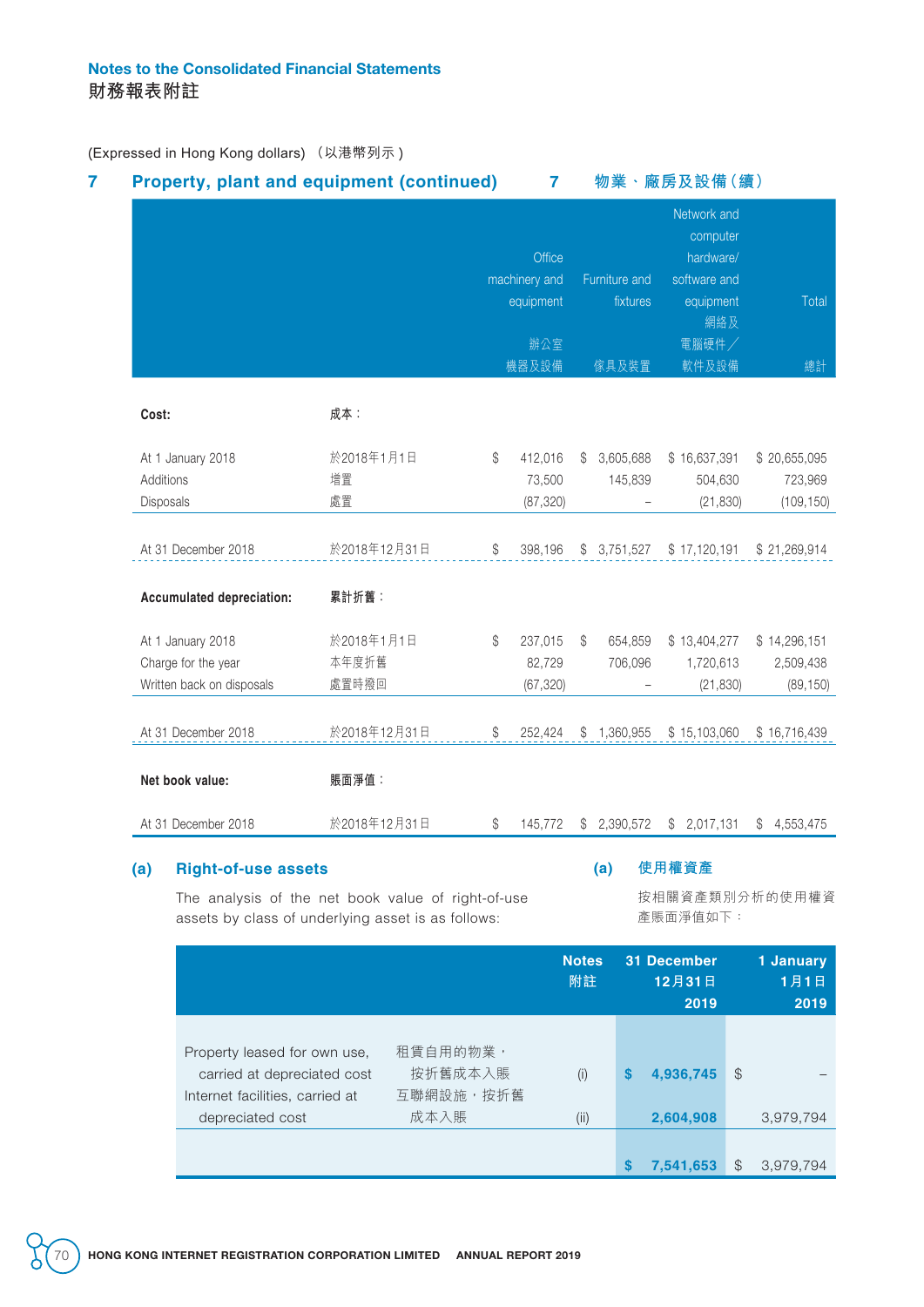**Notes to the Consolidated Financial Statements**
**財務報表附註**

(Expressed in Hong Kong dollars) （以港幣列示）

## 7 Property, plant and equipment (continued) 7 物業、廠房及設備（續）

| | | Office machinery and equipment 辦公室機器及設備 | Furniture and fixtures 傢具及裝置 | Network and computer hardware/ software and equipment 網絡及電腦硬件／軟件及設備 | Total 總計 |
|---|---|---|---|---|---|
| **Cost:** | **成本：** | | | | |
| At 1 January 2018 | 於2018年1月1日 | $ 412,016 | $ 3,605,688 | $ 16,637,391 | $ 20,655,095 |
| Additions | 增置 | 73,500 | 145,839 | 504,630 | 723,969 |
| Disposals | 處置 | (87,320) | – | (21,830) | (109,150) |
| At 31 December 2018 | 於2018年12月31日 | $ 398,196 | $ 3,751,527 | $ 17,120,191 | $ 21,269,914 |
| **Accumulated depreciation:** | **累計折舊：** | | | | |
| At 1 January 2018 | 於2018年1月1日 | $ 237,015 | $ 654,859 | $ 13,404,277 | $ 14,296,151 |
| Charge for the year | 本年度折舊 | 82,729 | 706,096 | 1,720,613 | 2,509,438 |
| Written back on disposals | 處置時撥回 | (67,320) | – | (21,830) | (89,150) |
| At 31 December 2018 | 於2018年12月31日 | $ 252,424 | $ 1,360,955 | $ 15,103,060 | $ 16,716,439 |
| **Net book value:** | **賬面淨值：** | | | | |
| At 31 December 2018 | 於2018年12月31日 | $ 145,772 | $ 2,390,572 | $ 2,017,131 | $ 4,553,475 |

### (a) Right-of-use assets (a) 使用權資產

The analysis of the net book value of right-of-use assets by class of underlying asset is as follows:

按相關資產類別分析的使用權資產賬面淨值如下：

| | | Notes 附註 | 31 December 12月31日 2019 | 1 January 1月1日 2019 |
|---|---|---|---|---|
| Property leased for own use, carried at depreciated cost | 租賃自用的物業，按折舊成本入賬 | (i) | **$ 4,936,745** | $ – |
| Internet facilities, carried at depreciated cost | 互聯網設施，按折舊成本入賬 | (ii) | **2,604,908** | 3,979,794 |
| | | | **$ 7,541,653** | $ 3,979,794 |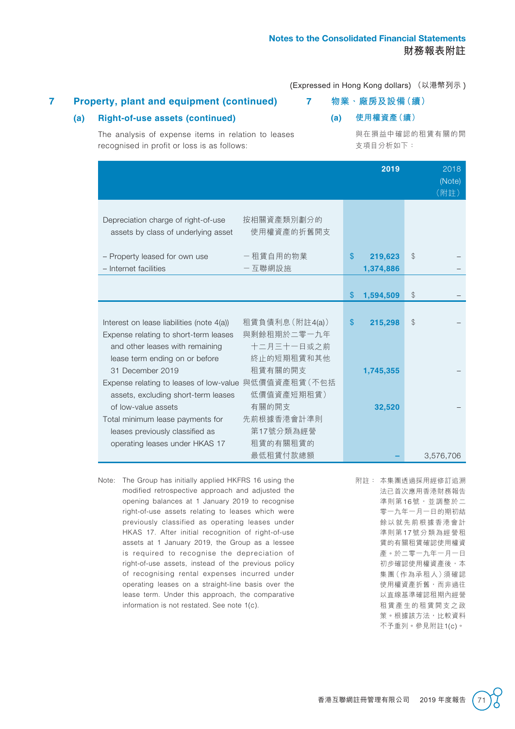(Expressed in Hong Kong dollars) （以港幣列示）

## 7 Property, plant and equipment (continued)

## 7 物業、廠房及設備（續）

### (a) Right-of-use assets (continued)

### (a) 使用權資產（續）

The analysis of expense items in relation to leases recognised in profit or loss is as follows:

與在損益中確認的租賃有關的開支項目分析如下：

| | | 2019 | 2018 (Note) （附註） |
|---|---|---|---|
| Depreciation charge of right-of-use assets by class of underlying asset | 按相關資產類別劃分的使用權資產的折舊開支 | | |
| – Property leased for own use | –租賃自用的物業 | $ 219,623 | $ – |
| – Internet facilities | –互聯網設施 | 1,374,886 | – |
| | | $ 1,594,509 | $ – |
| Interest on lease liabilities (note 4(a)) | 租賃負債利息（附註4(a)） | $ 215,298 | $ – |
| Expense relating to short-term leases and other leases with remaining lease term ending on or before 31 December 2019 | 與剩餘租期於二零一九年十二月三十一日或之前終止的短期租賃和其他租賃有關的開支 | 1,745,355 | – |
| Expense relating to leases of low-value assets, excluding short-term leases of low-value assets | 與低價值資產租賃（不包括低價值資產短期租賃）有關的開支 | 32,520 | – |
| Total minimum lease payments for leases previously classified as operating leases under HKAS 17 | 先前根據香港會計準則第17號分類為經營租賃的有關租賃的最低租賃付款總額 | – | 3,576,706 |

Note: The Group has initially applied HKFRS 16 using the modified retrospective approach and adjusted the opening balances at 1 January 2019 to recognise right-of-use assets relating to leases which were previously classified as operating leases under HKAS 17. After initial recognition of right-of-use assets at 1 January 2019, the Group as a lessee is required to recognise the depreciation of right-of-use assets, instead of the previous policy of recognising rental expenses incurred under operating leases on a straight-line basis over the lease term. Under this approach, the comparative information is not restated. See note 1(c).

附註： 本集團透過採用經修訂追溯法已首次應用香港財務報告準則第16號，並調整於二零一九年一月一日的期初結餘以就先前根據香港會計準則第17號分類為經營租賃的有關租賃確認使用權資產。於二零一九年一月一日初步確認使用權資產後，本集團（作為承租人）須確認使用權資產折舊，而非過往以直線基準確認租期內經營租賃產生的租賃開支之政策。根據該方法，比較資料不予重列。參見附註1(c)。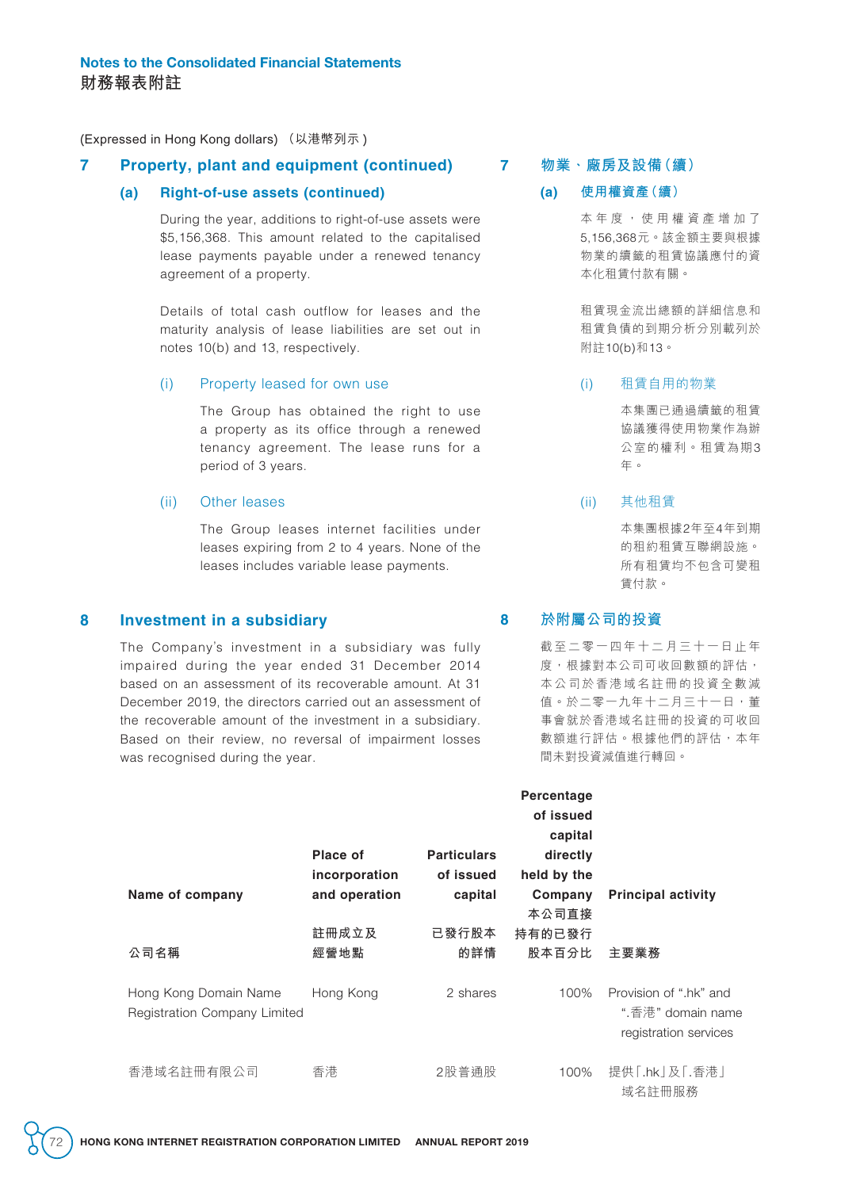## Notes to the Consolidated Financial Statements
## 財務報表附註

(Expressed in Hong Kong dollars) （以港幣列示）

### 7 Property, plant and equipment (continued)

#### (a) Right-of-use assets (continued)

During the year, additions to right-of-use assets were $5,156,368. This amount related to the capitalised lease payments payable under a renewed tenancy agreement of a property.

Details of total cash outflow for leases and the maturity analysis of lease liabilities are set out in notes 10(b) and 13, respectively.

(i) Property leased for own use

The Group has obtained the right to use a property as its office through a renewed tenancy agreement. The lease runs for a period of 3 years.

(ii) Other leases

The Group leases internet facilities under leases expiring from 2 to 4 years. None of the leases includes variable lease payments.

### 7 物業、廠房及設備（續）

#### (a) 使用權資產（續）

本年度，使用權資產增加了5,156,368元。該金額主要與根據物業的續籤的租賃協議應付的資本化租賃付款有關。

租賃現金流出總額的詳細信息和租賃負債的到期分析分別載列於附註10(b)和13。

(i) 租賃自用的物業

本集團已通過續籤的租賃協議獲得使用物業作為辦公室的權利。租賃為期3年。

(ii) 其他租賃

本集團根據2年至4年到期的租約租賃互聯網設施。所有租賃均不包含可變租賃付款。

### 8 Investment in a subsidiary

The Company's investment in a subsidiary was fully impaired during the year ended 31 December 2014 based on an assessment of its recoverable amount. At 31 December 2019, the directors carried out an assessment of the recoverable amount of the investment in a subsidiary. Based on their review, no reversal of impairment losses was recognised during the year.

### 8 於附屬公司的投資

截至二零一四年十二月三十一日止年度，根據對本公司可收回數額的評估，本公司於香港域名註冊的投資全數減值。於二零一九年十二月三十一日，董事會就於香港域名註冊的投資的可收回數額進行評估。根據他們的評估，本年間未對投資減值進行轉回。

| Name of company<br>公司名稱 | Place of incorporation and operation<br>註冊成立及經營地點 | Particulars of issued capital<br>已發行股本的詳情 | Percentage of issued capital directly held by the Company<br>本公司直接持有的已發行股本百分比 | Principal activity<br>主要業務 |
|---|---|---|---|---|
| Hong Kong Domain Name Registration Company Limited | Hong Kong | 2 shares | 100% | Provision of ".hk" and ".香港" domain name registration services |
| 香港域名註冊有限公司 | 香港 | 2股普通股 | 100% | 提供「.hk」及「.香港」域名註冊服務 |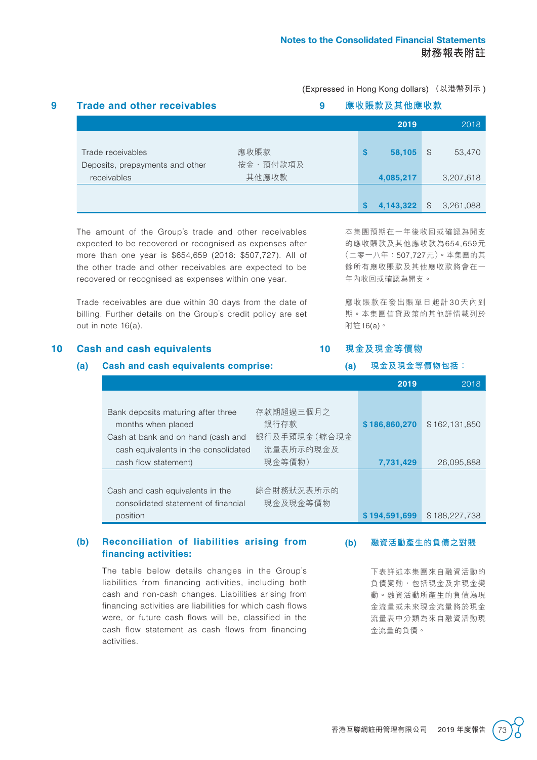(Expressed in Hong Kong dollars) （以港幣列示）

## 9 Trade and other receivables / 9 應收賬款及其他應收款

| | | 2019 | 2018 |
|---|---|---|---|
| Trade receivables | 應收賬款 | $ 58,105 | $ 53,470 |
| Deposits, prepayments and other receivables | 按金、預付款項及其他應收款 | 4,085,217 | 3,207,618 |
| | | $ 4,143,322 | $ 3,261,088 |

The amount of the Group's trade and other receivables expected to be recovered or recognised as expenses after more than one year is $654,659 (2018: $507,727). All of the other trade and other receivables are expected to be recovered or recognised as expenses within one year.

本集團預期在一年後收回或確認為開支的應收賬款及其他應收款為654,659元（二零一八年：507,727元）。本集團的其餘所有應收賬款及其他應收款將會在一年內收回或確認為開支。

Trade receivables are due within 30 days from the date of billing. Further details on the Group's credit policy are set out in note 16(a).

應收賬款在發出賬單日起計30天內到期。本集團信貸政策的其他詳情載列於附註16(a)。

## 10 Cash and cash equivalents / 10 現金及現金等價物

### (a) Cash and cash equivalents comprise: / (a) 現金及現金等價物包括：

| | | 2019 | 2018 |
|---|---|---|---|
| Bank deposits maturing after three months when placed | 存款期超過三個月之銀行存款 | $ 186,860,270 | $ 162,131,850 |
| Cash at bank and on hand (cash and cash equivalents in the consolidated cash flow statement) | 銀行及手頭現金（綜合現金流量表所示的現金及現金等價物） | 7,731,429 | 26,095,888 |
| Cash and cash equivalents in the consolidated statement of financial position | 綜合財務狀況表所示的現金及現金等價物 | $ 194,591,699 | $ 188,227,738 |

### (b) Reconciliation of liabilities arising from financing activities: / (b) 融資活動產生的負債之對賬

The table below details changes in the Group's liabilities from financing activities, including both cash and non-cash changes. Liabilities arising from financing activities are liabilities for which cash flows were, or future cash flows will be, classified in the cash flow statement as cash flows from financing activities.

下表詳述本集團來自融資活動的負債變動，包括現金及非現金變動。融資活動所產生的負債為現金流量或未來現金流量將於現金流量表中分類為來自融資活動現金流量的負債。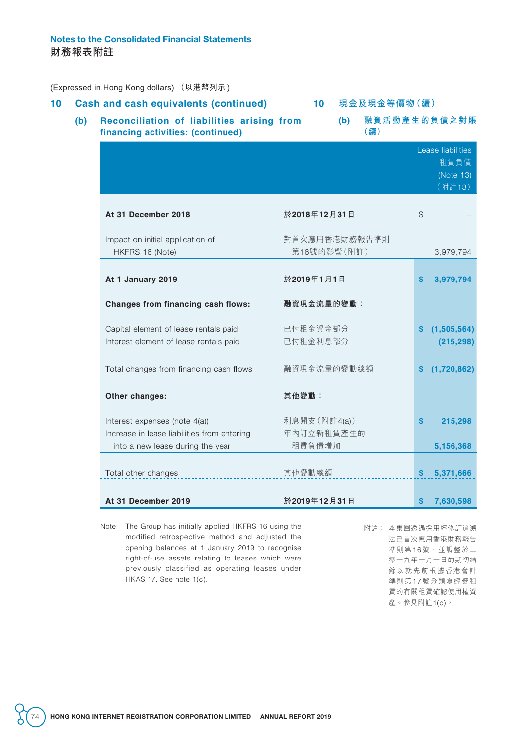(Expressed in Hong Kong dollars) （以港幣列示）

## 10 Cash and cash equivalents (continued) 現金及現金等價物（續）

### (b) Reconciliation of liabilities arising from financing activities: (continued) 融資活動產生的負債之對賬（續）

| | | Lease liabilities 租賃負債 (Note 13) (附註13) |
|---|---|---|
| **At 31 December 2018** | **於2018年12月31日** | $ – |
| Impact on initial application of HKFRS 16 (Note) | 對首次應用香港財務報告準則第16號的影響（附註） | 3,979,794 |
| **At 1 January 2019** | **於2019年1月1日** | **$ 3,979,794** |
| **Changes from financing cash flows:** | **融資現金流量的變動：** | |
| Capital element of lease rentals paid | 已付租金資金部分 | **$ (1,505,564)** |
| Interest element of lease rentals paid | 已付租金利息部分 | **(215,298)** |
| Total changes from financing cash flows | 融資現金流量的變動總額 | **$ (1,720,862)** |
| **Other changes:** | **其他變動：** | |
| Interest expenses (note 4(a)) | 利息開支（附註4(a)） | **$ 215,298** |
| Increase in lease liabilities from entering into a new lease during the year | 年內訂立新租賃產生的租賃負債增加 | **5,156,368** |
| Total other changes | 其他變動總額 | **$ 5,371,666** |
| **At 31 December 2019** | **於2019年12月31日** | **$ 7,630,598** |

Note: The Group has initially applied HKFRS 16 using the modified retrospective method and adjusted the opening balances at 1 January 2019 to recognise right-of-use assets relating to leases which were previously classified as operating leases under HKAS 17. See note 1(c).

附註： 本集團透過採用經修訂追溯法已首次應用香港財務報告準則第16號，並調整於二零一九年一月一日的期初結餘以就先前根據香港會計準則第17號分類為經營租賃的有關租賃確認使用權資產。參見附註1(c)。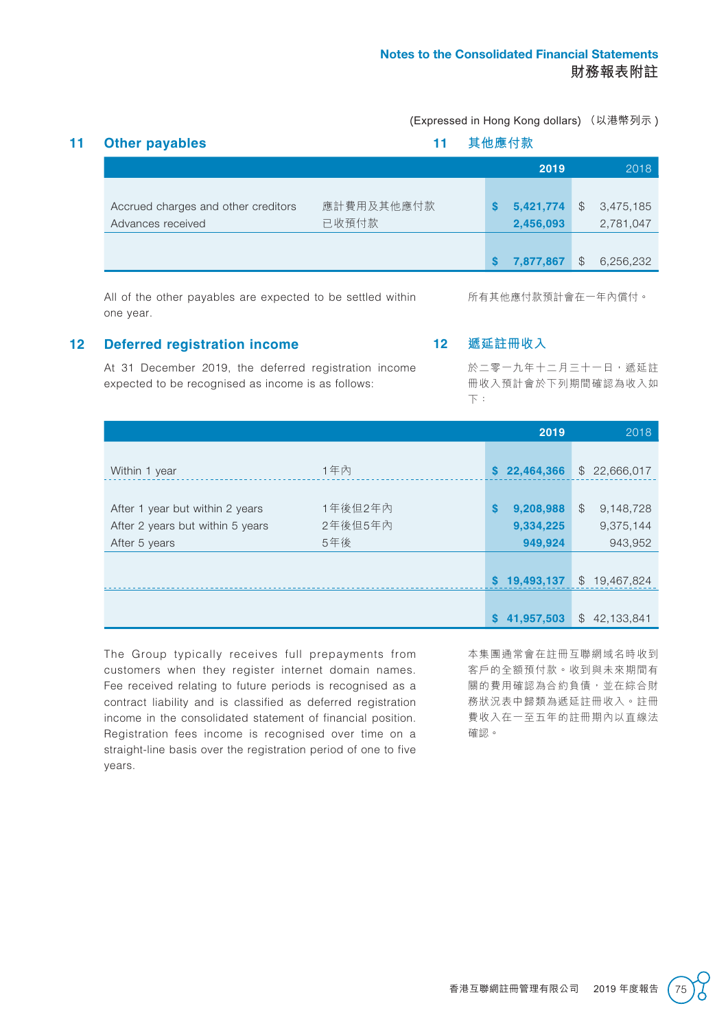(Expressed in Hong Kong dollars) （以港幣列示）

## 11 Other payables

## 11 其他應付款

| | | 2019 | 2018 |
|---|---|---|---|
| Accrued charges and other creditors | 應計費用及其他應付款 | $ 5,421,774 | $ 3,475,185 |
| Advances received | 已收預付款 | 2,456,093 | 2,781,047 |
| | | $ 7,877,867 | $ 6,256,232 |

All of the other payables are expected to be settled within one year.

所有其他應付款預計會在一年內償付。

## 12 Deferred registration income

## 12 遞延註冊收入

At 31 December 2019, the deferred registration income expected to be recognised as income is as follows:

於二零一九年十二月三十一日，遞延註冊收入預計會於下列期間確認為收入如下：

| | | 2019 | 2018 |
|---|---|---|---|
| Within 1 year | 1年內 | $ 22,464,366 | $ 22,666,017 |
| After 1 year but within 2 years | 1年後但2年內 | $ 9,208,988 | $ 9,148,728 |
| After 2 years but within 5 years | 2年後但5年內 | 9,334,225 | 9,375,144 |
| After 5 years | 5年後 | 949,924 | 943,952 |
| | | $ 19,493,137 | $ 19,467,824 |
| | | $ 41,957,503 | $ 42,133,841 |

The Group typically receives full prepayments from customers when they register internet domain names. Fee received relating to future periods is recognised as a contract liability and is classified as deferred registration income in the consolidated statement of financial position. Registration fees income is recognised over time on a straight-line basis over the registration period of one to five years.

本集團通常會在註冊互聯網域名時收到客戶的全額預付款。收到與未來期間有關的費用確認為合約負債，並在綜合財務狀況表中歸類為遞延註冊收入。註冊費收入在一至五年的註冊期內以直線法確認。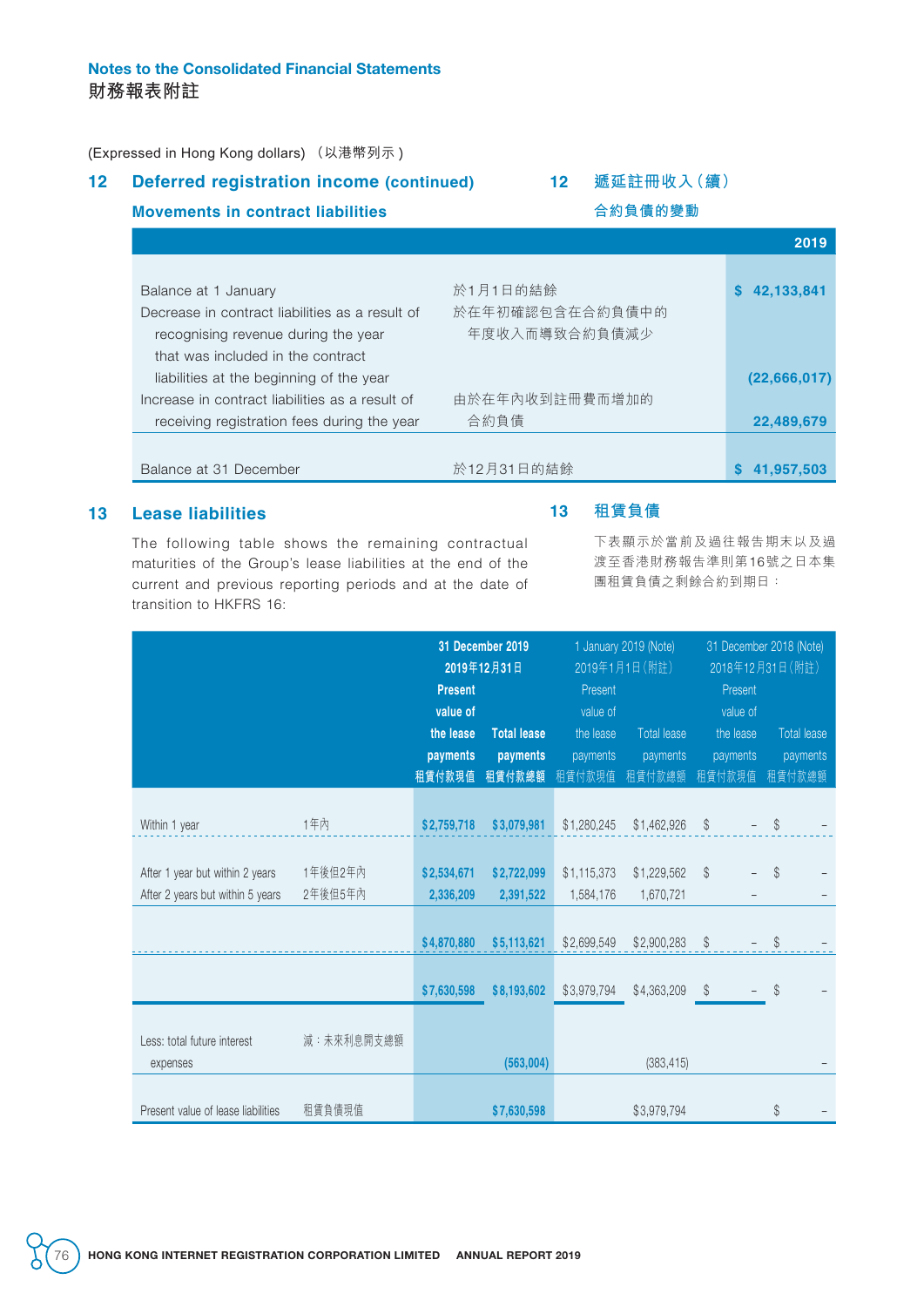(Expressed in Hong Kong dollars) （以港幣列示）

## 12 Deferred registration income (continued) 12 遞延註冊收入（續）

### Movements in contract liabilities 合約負債的變動

| | | 2019 |
|---|---|---|
| Balance at 1 January | 於1月1日的結餘 | $ 42,133,841 |
| Decrease in contract liabilities as a result of recognising revenue during the year that was included in the contract liabilities at the beginning of the year | 於在年初確認包含在合約負債中的年度收入而導致合約負債減少 | (22,666,017) |
| Increase in contract liabilities as a result of receiving registration fees during the year | 由於在年內收到註冊費而增加的合約負債 | 22,489,679 |
| Balance at 31 December | 於12月31日的結餘 | $ 41,957,503 |

## 13 Lease liabilities 13 租賃負債

The following table shows the remaining contractual maturities of the Group's lease liabilities at the end of the current and previous reporting periods and at the date of transition to HKFRS 16:

下表顯示於當前及過往報告期末以及過渡至香港財務報告準則第16號之日本集團租賃負債之剩餘合約到期日：

| | | 31 December 2019 2019年12月31日 | | 1 January 2019 (Note) 2019年1月1日（附註） | | 31 December 2018 (Note) 2018年12月31日（附註） | |
|---|---|---|---|---|---|---|---|
| | | Present value of the lease payments 租賃付款現值 | Total lease payments 租賃付款總額 | Present value of the lease payments 租賃付款現值 | Total lease payments 租賃付款總額 | Present value of the lease payments 租賃付款現值 | Total lease payments 租賃付款總額 |
| Within 1 year | 1年內 | $2,759,718 | $3,079,981 | $1,280,245 | $1,462,926 | $ – | $ – |
| After 1 year but within 2 years | 1年後但2年內 | $2,534,671 | $2,722,099 | $1,115,373 | $1,229,562 | $ – | $ – |
| After 2 years but within 5 years | 2年後但5年內 | 2,336,209 | 2,391,522 | 1,584,176 | 1,670,721 | – | – |
| | | $4,870,880 | $5,113,621 | $2,699,549 | $2,900,283 | $ – | $ – |
| | | $7,630,598 | $8,193,602 | $3,979,794 | $4,363,209 | $ – | $ – |
| Less: total future interest expenses | 減：未來利息開支總額 | | (563,004) | | (383,415) | | – |
| Present value of lease liabilities | 租賃負債現值 | | $7,630,598 | | $3,979,794 | | $ – |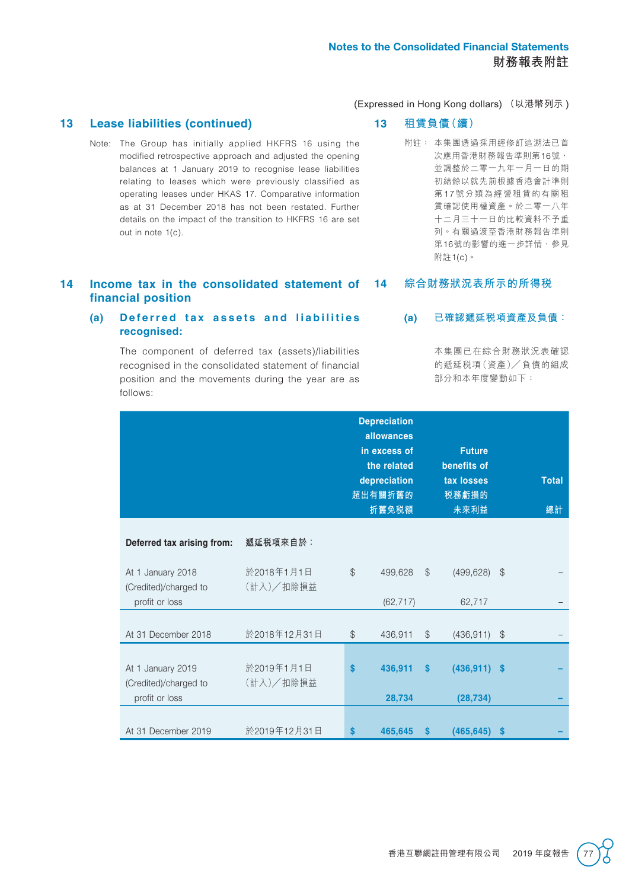(Expressed in Hong Kong dollars) （以港幣列示）

## 13 Lease liabilities (continued)

Note: The Group has initially applied HKFRS 16 using the modified retrospective approach and adjusted the opening balances at 1 January 2019 to recognise lease liabilities relating to leases which were previously classified as operating leases under HKAS 17. Comparative information as at 31 December 2018 has not been restated. Further details on the impact of the transition to HKFRS 16 are set out in note 1(c).

## 13 租賃負債（續）

附註： 本集團透過採用經修訂追溯法已首次應用香港財務報告準則第16號，並調整於二零一九年一月一日的期初結餘以就先前根據香港會計準則第17號分類為經營租賃的有關租賃確認使用權資產。於二零一八年十二月三十一日的比較資料不予重列。有關過渡至香港財務報告準則第16號的影響的進一步詳情，參見附註1(c)。

## 14 Income tax in the consolidated statement of financial position

## 14 綜合財務狀況表所示的所得稅

### (a) Deferred tax assets and liabilities recognised:

### (a) 已確認遞延稅項資產及負債：

The component of deferred tax (assets)/liabilities recognised in the consolidated statement of financial position and the movements during the year are as follows:

本集團已在綜合財務狀況表確認的遞延稅項（資產）／負債的組成部分和本年度變動如下：

| | | Depreciation allowances in excess of the related depreciation 超出有關折舊的折舊免稅額 | Future benefits of tax losses 稅務虧損的未來利益 | Total 總計 |
|---|---|---|---|---|
| **Deferred tax arising from:** | **遞延稅項來自於：** | | | |
| At 1 January 2018 | 於2018年1月1日 | $ 499,628 | $ (499,628) | $ – |
| (Credited)/charged to profit or loss | （計入）／扣除損益 | (62,717) | 62,717 | – |
| At 31 December 2018 | 於2018年12月31日 | $ 436,911 | $ (436,911) | $ – |
| At 1 January 2019 | 於2019年1月1日 | **$ 436,911** | **$ (436,911)** | **$ –** |
| (Credited)/charged to profit or loss | （計入）／扣除損益 | **28,734** | **(28,734)** | **–** |
| At 31 December 2019 | 於2019年12月31日 | **$ 465,645** | **$ (465,645)** | **$ –** |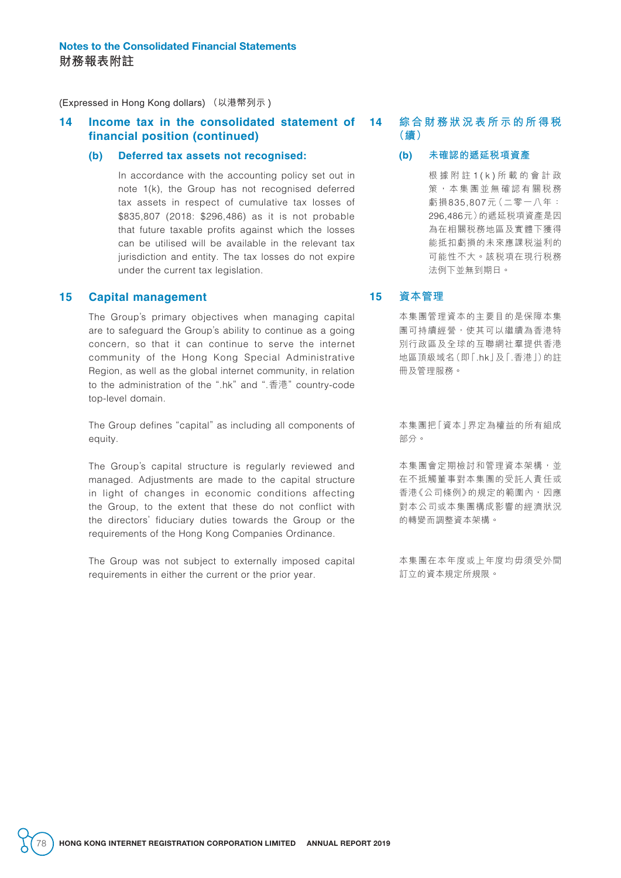(Expressed in Hong Kong dollars) （以港幣列示）

## 14 Income tax in the consolidated statement of financial position (continued)

### (b) Deferred tax assets not recognised:

In accordance with the accounting policy set out in note 1(k), the Group has not recognised deferred tax assets in respect of cumulative tax losses of $835,807 (2018: $296,486) as it is not probable that future taxable profits against which the losses can be utilised will be available in the relevant tax jurisdiction and entity. The tax losses do not expire under the current tax legislation.

## 15 Capital management

The Group's primary objectives when managing capital are to safeguard the Group's ability to continue as a going concern, so that it can continue to serve the internet community of the Hong Kong Special Administrative Region, as well as the global internet community, in relation to the administration of the ".hk" and ".香港" country-code top-level domain.

The Group defines "capital" as including all components of equity.

The Group's capital structure is regularly reviewed and managed. Adjustments are made to the capital structure in light of changes in economic conditions affecting the Group, to the extent that these do not conflict with the directors' fiduciary duties towards the Group or the requirements of the Hong Kong Companies Ordinance.

The Group was not subject to externally imposed capital requirements in either the current or the prior year.

## 14 綜合財務狀況表所示的所得稅（續）

### (b) 未確認的遞延稅項資產

根據附註1(k)所載的會計政策，本集團並無確認有關稅務虧損835,807元（二零一八年：296,486元）的遞延稅項資產是因為在相關稅務地區及實體下獲得能抵扣虧損的未來應課稅溢利的可能性不大。該稅項在現行稅務法例下並無到期日。

## 15 資本管理

本集團管理資本的主要目的是保障本集團可持續經營，使其可以繼續為香港特別行政區及全球的互聯網社羣提供香港地區頂級域名（即「.hk」及「.香港」）的註冊及管理服務。

本集團把「資本」界定為權益的所有組成部分。

本集團會定期檢討和管理資本架構，並在不抵觸董事對本集團的受託人責任或香港《公司條例》的規定的範圍內，因應對本公司或本集團構成影響的經濟狀況的轉變而調整資本架構。

本集團在本年度或上年度均毋須受外間訂立的資本規定所規限。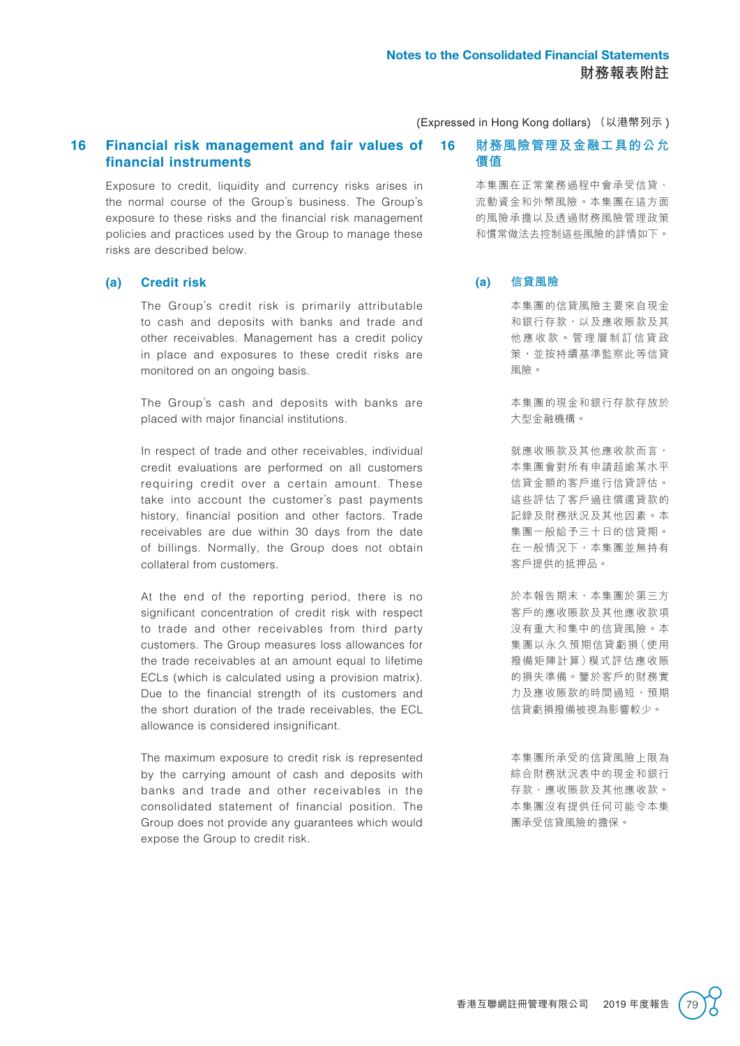(Expressed in Hong Kong dollars) （以港幣列示）

## 16 Financial risk management and fair values of financial instruments

Exposure to credit, liquidity and currency risks arises in the normal course of the Group's business. The Group's exposure to these risks and the financial risk management policies and practices used by the Group to manage these risks are described below.

### (a) Credit risk

The Group's credit risk is primarily attributable to cash and deposits with banks and trade and other receivables. Management has a credit policy in place and exposures to these credit risks are monitored on an ongoing basis.

The Group's cash and deposits with banks are placed with major financial institutions.

In respect of trade and other receivables, individual credit evaluations are performed on all customers requiring credit over a certain amount. These take into account the customer's past payments history, financial position and other factors. Trade receivables are due within 30 days from the date of billings. Normally, the Group does not obtain collateral from customers.

At the end of the reporting period, there is no significant concentration of credit risk with respect to trade and other receivables from third party customers. The Group measures loss allowances for the trade receivables at an amount equal to lifetime ECLs (which is calculated using a provision matrix). Due to the financial strength of its customers and the short duration of the trade receivables, the ECL allowance is considered insignificant.

The maximum exposure to credit risk is represented by the carrying amount of cash and deposits with banks and trade and other receivables in the consolidated statement of financial position. The Group does not provide any guarantees which would expose the Group to credit risk.

## 16 財務風險管理及金融工具的公允價值

本集團在正常業務過程中會承受信貸、流動資金和外幣風險。本集團在這方面的風險承擔以及透過財務風險管理政策和慣常做法去控制這些風險的詳情如下。

### (a) 信貸風險

本集團的信貸風險主要來自現金和銀行存款，以及應收賬款及其他應收款。管理層制訂信貸政策，並按持續基準監察此等信貸風險。

本集團的現金和銀行存款存放於大型金融機構。

就應收賬款及其他應收款而言，本集團會對所有申請超逾某水平信貸金額的客戶進行信貸評估。這些評估了客戶過往償還貸款的記錄及財務狀況及其他因素。本集團一般給予三十日的信貸期。在一般情況下，本集團並無持有客戶提供的抵押品。

於本報告期末，本集團於第三方客戶的應收賬款及其他應收款項沒有重大和集中的信貸風險。本集團以永久預期信貸虧損（使用撥備矩陣計算）模式評估應收賬的損失準備。鑒於客戶的財務實力及應收賬款的時間過短，預期信貸虧損撥備被視為影響較少。

本集團所承受的信貸風險上限為綜合財務狀況表中的現金和銀行存款、應收賬款及其他應收款。本集團沒有提供任何可能令本集團承受信貸風險的擔保。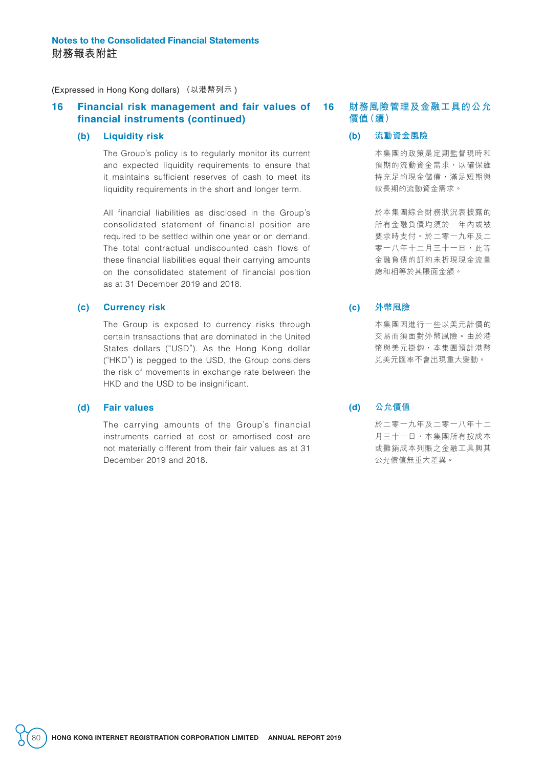(Expressed in Hong Kong dollars) （以港幣列示）

## 16 Financial risk management and fair values of financial instruments (continued)

### (b) Liquidity risk

The Group's policy is to regularly monitor its current and expected liquidity requirements to ensure that it maintains sufficient reserves of cash to meet its liquidity requirements in the short and longer term.

All financial liabilities as disclosed in the Group's consolidated statement of financial position are required to be settled within one year or on demand. The total contractual undiscounted cash flows of these financial liabilities equal their carrying amounts on the consolidated statement of financial position as at 31 December 2019 and 2018.

### (c) Currency risk

The Group is exposed to currency risks through certain transactions that are dominated in the United States dollars ("USD"). As the Hong Kong dollar ("HKD") is pegged to the USD, the Group considers the risk of movements in exchange rate between the HKD and the USD to be insignificant.

### (d) Fair values

The carrying amounts of the Group's financial instruments carried at cost or amortised cost are not materially different from their fair values as at 31 December 2019 and 2018.

## 16 財務風險管理及金融工具的公允價值（續）

### (b) 流動資金風險

本集團的政策是定期監督現時和預期的流動資金需求，以確保維持充足的現金儲備，滿足短期與較長期的流動資金需求。

於本集團綜合財務狀況表披露的所有金融負債均須於一年內或被要求時支付。於二零一九年及二零一八年十二月三十一日，此等金融負債的訂約未折現現金流量總和相等於其賬面金額。

### (c) 外幣風險

本集團因進行一些以美元計價的交易而須面對外幣風險。由於港幣與美元掛鈎，本集團預計港幣兑美元匯率不會出現重大變動。

### (d) 公允價值

於二零一九年及二零一八年十二月三十一日，本集團所有按成本或攤銷成本列賬之金融工具與其公允價值無重大差異。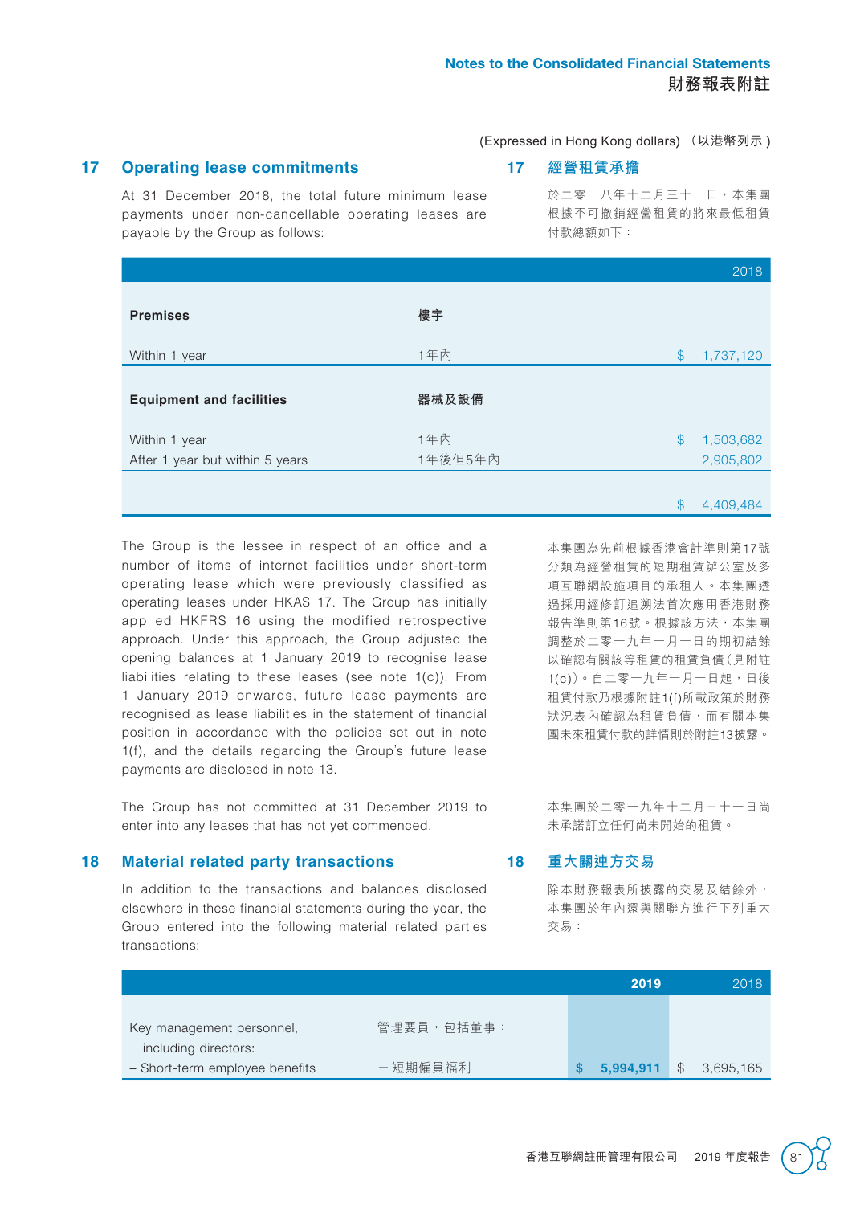(Expressed in Hong Kong dollars) (以港幣列示)

## 17 Operating lease commitments

At 31 December 2018, the total future minimum lease payments under non-cancellable operating leases are payable by the Group as follows:

## 17 經營租賃承擔

於二零一八年十二月三十一日,本集團根據不可撤銷經營租賃的將來最低租賃付款總額如下:

| | | | 2018 |
|---|---|---|---|
| **Premises** | **樓宇** | | |
| Within 1 year | 1年內 | $ | 1,737,120 |
| **Equipment and facilities** | **器械及設備** | | |
| Within 1 year | 1年內 | $ | 1,503,682 |
| After 1 year but within 5 years | 1年後但5年內 | | 2,905,802 |
| | | $ | 4,409,484 |

The Group is the lessee in respect of an office and a number of items of internet facilities under short-term operating lease which were previously classified as operating leases under HKAS 17. The Group has initially applied HKFRS 16 using the modified retrospective approach. Under this approach, the Group adjusted the opening balances at 1 January 2019 to recognise lease liabilities relating to these leases (see note 1(c)). From 1 January 2019 onwards, future lease payments are recognised as lease liabilities in the statement of financial position in accordance with the policies set out in note 1(f), and the details regarding the Group's future lease payments are disclosed in note 13.

本集團為先前根據香港會計準則第17號分類為經營租賃的短期租賃辦公室及多項互聯網設施項目的承租人。本集團透過採用經修訂追溯法首次應用香港財務報告準則第16號。根據該方法,本集團調整於二零一九年一月一日的期初結餘以確認有關該等租賃的租賃負債(見附註1(c))。自二零一九年一月一日起,日後租賃付款乃根據附註1(f)所載政策於財務狀況表內確認為租賃負債,而有關本集團未來租賃付款的詳情則於附註13披露。

The Group has not committed at 31 December 2019 to enter into any leases that has not yet commenced.

本集團於二零一九年十二月三十一日尚未承諾訂立任何尚未開始的租賃。

## 18 Material related party transactions

In addition to the transactions and balances disclosed elsewhere in these financial statements during the year, the Group entered into the following material related parties transactions:

## 18 重大關連方交易

除本財務報表所披露的交易及結餘外,本集團於年內還與關聯方進行下列重大交易:

| | | | **2019** | | 2018 |
|---|---|---|---|---|---|
| Key management personnel, including directors: | 管理要員,包括董事: | | | | |
| – Short-term employee benefits | –短期僱員福利 | **$** | **5,994,911** | $ | 3,695,165 |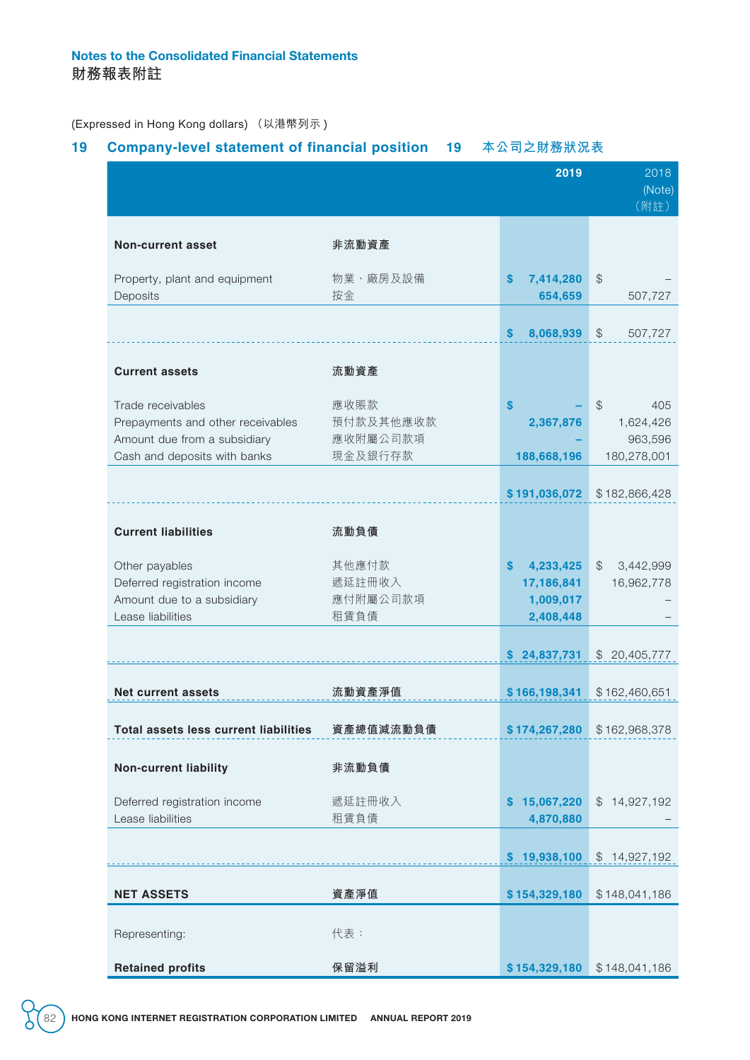## Notes to the Consolidated Financial Statements
## 財務報表附註

(Expressed in Hong Kong dollars) （以港幣列示）

### 19 Company-level statement of financial position 19 本公司之財務狀況表

| | | 2019 | 2018 (Note) （附註） |
|---|---|---|---|
| **Non-current asset** | **非流動資產** | | |
| Property, plant and equipment | 物業、廠房及設備 | $ 7,414,280 | $ – |
| Deposits | 按金 | 654,659 | 507,727 |
| | | $ 8,068,939 | $ 507,727 |
| **Current assets** | **流動資產** | | |
| Trade receivables | 應收賬款 | $ – | $ 405 |
| Prepayments and other receivables | 預付款及其他應收款 | 2,367,876 | 1,624,426 |
| Amount due from a subsidiary | 應收附屬公司款項 | – | 963,596 |
| Cash and deposits with banks | 現金及銀行存款 | 188,668,196 | 180,278,001 |
| | | $ 191,036,072 | $ 182,866,428 |
| **Current liabilities** | **流動負債** | | |
| Other payables | 其他應付款 | $ 4,233,425 | $ 3,442,999 |
| Deferred registration income | 遞延註冊收入 | 17,186,841 | 16,962,778 |
| Amount due to a subsidiary | 應付附屬公司款項 | 1,009,017 | – |
| Lease liabilities | 租賃負債 | 2,408,448 | – |
| | | $ 24,837,731 | $ 20,405,777 |
| **Net current assets** | **流動資產淨值** | $ 166,198,341 | $ 162,460,651 |
| **Total assets less current liabilities** | **資產總值減流動負債** | $ 174,267,280 | $ 162,968,378 |
| **Non-current liability** | **非流動負債** | | |
| Deferred registration income | 遞延註冊收入 | $ 15,067,220 | $ 14,927,192 |
| Lease liabilities | 租賃負債 | 4,870,880 | – |
| | | $ 19,938,100 | $ 14,927,192 |
| **NET ASSETS** | **資產淨值** | $ 154,329,180 | $ 148,041,186 |
| Representing: | 代表： | | |
| **Retained profits** | **保留溢利** | $ 154,329,180 | $ 148,041,186 |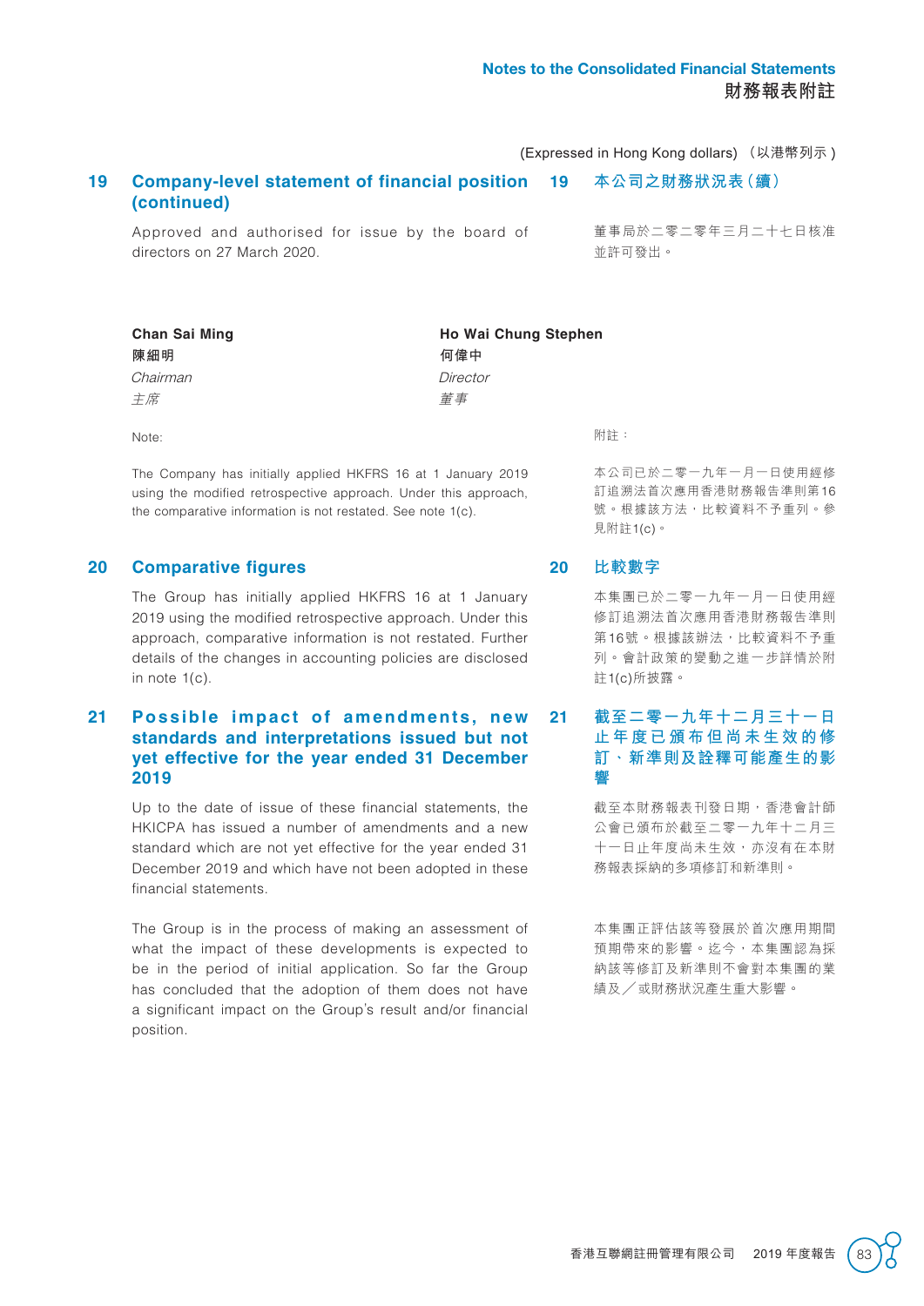(Expressed in Hong Kong dollars) （以港幣列示）

## 19 Company-level statement of financial position (continued)

## 19 本公司之財務狀況表（續）

Approved and authorised for issue by the board of directors on 27 March 2020.

董事局於二零二零年三月二十七日核准並許可發出。

| | |
|---|---|
| **Chan Sai Ming** | **Ho Wai Chung Stephen** |
| **陳細明** | **何偉中** |
| *Chairman* | *Director* |
| *主席* | *董事* |

Note:

The Company has initially applied HKFRS 16 at 1 January 2019 using the modified retrospective approach. Under this approach, the comparative information is not restated. See note 1(c).

附註：

本公司已於二零一九年一月一日使用經修訂追溯法首次應用香港財務報告準則第16號。根據該方法，比較資料不予重列。參見附註1(c)。

## 20 Comparative figures

The Group has initially applied HKFRS 16 at 1 January 2019 using the modified retrospective approach. Under this approach, comparative information is not restated. Further details of the changes in accounting policies are disclosed in note 1(c).

## 20 比較數字

本集團已於二零一九年一月一日使用經修訂追溯法首次應用香港財務報告準則第16號。根據該辦法，比較資料不予重列。會計政策的變動之進一步詳情於附註1(c)所披露。

## 21 Possible impact of amendments, new standards and interpretations issued but not yet effective for the year ended 31 December 2019

Up to the date of issue of these financial statements, the HKICPA has issued a number of amendments and a new standard which are not yet effective for the year ended 31 December 2019 and which have not been adopted in these financial statements.

The Group is in the process of making an assessment of what the impact of these developments is expected to be in the period of initial application. So far the Group has concluded that the adoption of them does not have a significant impact on the Group's result and/or financial position.

## 21 截至二零一九年十二月三十一日止年度已頒布但尚未生效的修訂、新準則及詮釋可能產生的影響

截至本財務報表刊發日期，香港會計師公會已頒布於截至二零一九年十二月三十一日止年度尚未生效，亦沒有在本財務報表採納的多項修訂和新準則。

本集團正評估該等發展於首次應用期間預期帶來的影響。迄今，本集團認為採納該等修訂及新準則不會對本集團的業績及／或財務狀況產生重大影響。